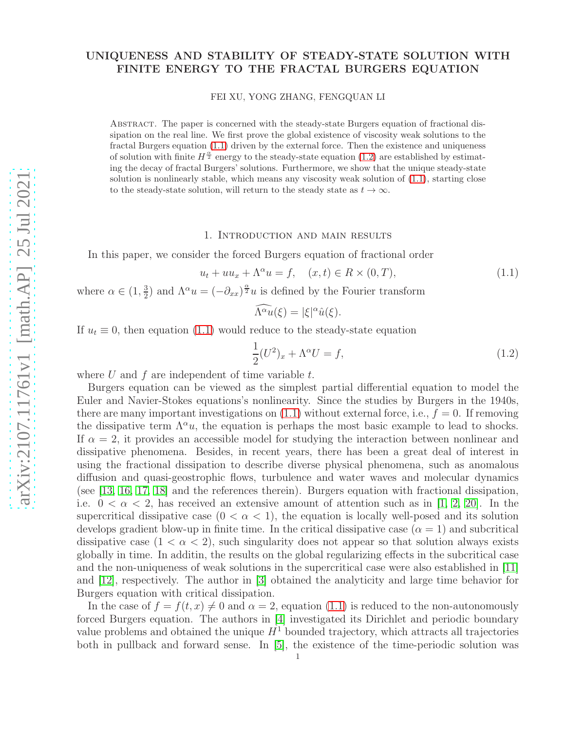# UNIQUENESS AND STABILITY OF STEADY-STATE SOLUTION WITH FINITE ENERGY TO THE FRACTAL BURGERS EQUATION

FEI XU, YONG ZHANG, FENGQUAN LI

Abstract. The paper is concerned with the steady-state Burgers equation of fractional dissipation on the real line. We first prove the global existence of viscosity weak solutions to the fractal Burgers equation (1.1) driven by the external force. Then the existence and uniqueness of solution with finite $H^{\frac{\alpha}{2}}$ energy to the steady-state equation (1.2) are established by estimating the decay of fractal Burgers' solutions. Furthermore, we show that the unique steady-state solution is nonlinearly stable, which means any viscosity weak solution of (1.1), starting close to the steady-state solution, will return to the steady state as $t \to \infty$.

## 1. Introduction and main results

In this paper, we consider the forced Burgers equation of fractional order

$$u_t + uu_x + \Lambda^\alpha u = f, \quad (x,t) \in R \times (0,T), \tag{1.1}$$

where $\alpha \in (1, \frac{3}{2})$ and $\Lambda^\alpha u = (-\partial_{xx})^{\frac{\alpha}{2}} u$ is defined by the Fourier transform

$$\widehat{\Lambda^\alpha u}(\xi) = |\xi|^\alpha \hat{u}(\xi).$$

If $u_t \equiv 0$, then equation (1.1) would reduce to the steady-state equation

$$\frac{1}{2}(U^2)_x + \Lambda^\alpha U = f, \tag{1.2}$$

where $U$ and $f$ are independent of time variable $t$.

Burgers equation can be viewed as the simplest partial differential equation to model the Euler and Navier-Stokes equations's nonlinearity. Since the studies by Burgers in the 1940s, there are many important investigations on (1.1) without external force, i.e., $f = 0$. If removing the dissipative term $\Lambda^\alpha u$, the equation is perhaps the most basic example to lead to shocks. If $\alpha = 2$, it provides an accessible model for studying the interaction between nonlinear and dissipative phenomena. Besides, in recent years, there has been a great deal of interest in using the fractional dissipation to describe diverse physical phenomena, such as anomalous diffusion and quasi-geostrophic flows, turbulence and water waves and molecular dynamics (see [13, 16, 17, 18] and the references therein). Burgers equation with fractional dissipation, i.e. $0 < \alpha < 2$, has received an extensive amount of attention such as in [1, 2, 20]. In the supercritical dissipative case ($0 < \alpha < 1$), the equation is locally well-posed and its solution develops gradient blow-up in finite time. In the critical dissipative case ($\alpha = 1$) and subcritical dissipative case ($1 < \alpha < 2$), such singularity does not appear so that solution always exists globally in time. In additin, the results on the global regularizing effects in the subcritical case and the non-uniqueness of weak solutions in the supercritical case were also established in [11] and [12], respectively. The author in [3] obtained the analyticity and large time behavior for Burgers equation with critical dissipation.

In the case of $f = f(t,x) \neq 0$ and $\alpha = 2$, equation (1.1) is reduced to the non-autonomously forced Burgers equation. The authors in [4] investigated its Dirichlet and periodic boundary value problems and obtained the unique $H^1$ bounded trajectory, which attracts all trajectories both in pullback and forward sense. In [5], the existence of the time-periodic solution was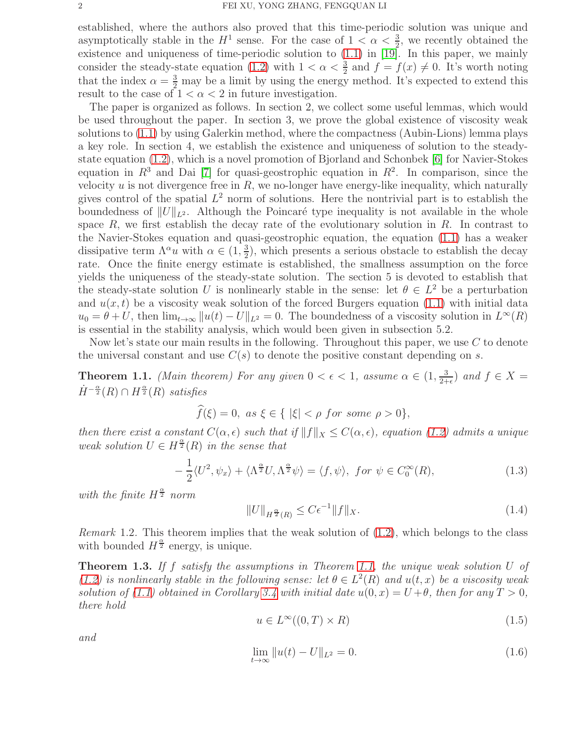established, where the authors also proved that this time-periodic solution was unique and asymptotically stable in the $H^1$ sense. For the case of $1 < \alpha < \frac{3}{2}$, we recently obtained the existence and uniqueness of time-periodic solution to (1.1) in [19]. In this paper, we mainly consider the steady-state equation (1.2) with $1 < \alpha < \frac{3}{2}$ and $f = f(x) \neq 0$. It's worth noting that the index $\alpha = \frac{3}{2}$ may be a limit by using the energy method. It's expected to extend this result to the case of $1 < \alpha < 2$ in future investigation.

The paper is organized as follows. In section 2, we collect some useful lemmas, which would be used throughout the paper. In section 3, we prove the global existence of viscosity weak solutions to (1.1) by using Galerkin method, where the compactness (Aubin-Lions) lemma plays a key role. In section 4, we establish the existence and uniqueness of solution to the steady-state equation (1.2), which is a novel promotion of Bjorland and Schonbek [6] for Navier-Stokes equation in $R^3$ and Dai [7] for quasi-geostrophic equation in $R^2$. In comparison, since the velocity $u$ is not divergence free in $R$, we no-longer have energy-like inequality, which naturally gives control of the spatial $L^2$ norm of solutions. Here the nontrivial part is to establish the boundedness of $\|U\|_{L^2}$. Although the Poincaré type inequality is not available in the whole space $R$, we first establish the decay rate of the evolutionary solution in $R$. In contrast to the Navier-Stokes equation and quasi-geostrophic equation, the equation (1.1) has a weaker dissipative term $\Lambda^\alpha u$ with $\alpha \in (1, \frac{3}{2})$, which presents a serious obstacle to establish the decay rate. Once the finite energy estimate is established, the smallness assumption on the force yields the uniqueness of the steady-state solution. The section 5 is devoted to establish that the steady-state solution $U$ is nonlinearly stable in the sense: let $\theta \in L^2$ be a perturbation and $u(x,t)$ be a viscosity weak solution of the forced Burgers equation (1.1) with initial data $u_0 = \theta + U$, then $\lim_{t\to\infty} \|u(t) - U\|_{L^2} = 0$. The boundedness of a viscosity solution in $L^\infty(R)$ is essential in the stability analysis, which would been given in subsection 5.2.

Now let's state our main results in the following. Throughout this paper, we use $C$ to denote the universal constant and use $C(s)$ to denote the positive constant depending on $s$.

**Theorem 1.1.** *(Main theorem) For any given $0 < \epsilon < 1$, assume $\alpha \in (1, \frac{3}{2+\epsilon})$ and $f \in X = \dot{H}^{-\frac{\alpha}{2}}(R) \cap H^{\frac{\alpha}{2}}(R)$ satisfies*

$$\widehat{f}(\xi) = 0, \text{ as } \xi \in \{\, |\xi| < \rho \text{ for some } \rho > 0\},$$

*then there exist a constant $C(\alpha, \epsilon)$ such that if $\|f\|_X \le C(\alpha, \epsilon)$, equation (1.2) admits a unique weak solution $U \in H^{\frac{\alpha}{2}}(R)$ in the sense that*

$$-\frac{1}{2}\langle U^2, \psi_x\rangle + \langle \Lambda^{\frac{\alpha}{2}} U, \Lambda^{\frac{\alpha}{2}} \psi\rangle = \langle f, \psi\rangle, \text{ for } \psi \in C_0^\infty(R), \tag{1.3}$$

*with the finite $H^{\frac{\alpha}{2}}$ norm*

$$\|U\|_{H^{\frac{\alpha}{2}}(R)} \le C\epsilon^{-1}\|f\|_X. \tag{1.4}$$

*Remark* 1.2. This theorem implies that the weak solution of (1.2), which belongs to the class with bounded $H^{\frac{\alpha}{2}}$ energy, is unique.

**Theorem 1.3.** *If $f$ satisfy the assumptions in Theorem 1.1, the unique weak solution $U$ of (1.2) is nonlinearly stable in the following sense: let $\theta \in L^2(R)$ and $u(t,x)$ be a viscosity weak solution of (1.1) obtained in Corollary 3.4 with initial date $u(0,x) = U + \theta$, then for any $T > 0$, there hold*

$$u \in L^\infty((0,T) \times R) \tag{1.5}$$

*and*

$$\lim_{t\to\infty} \|u(t) - U\|_{L^2} = 0. \tag{1.6}$$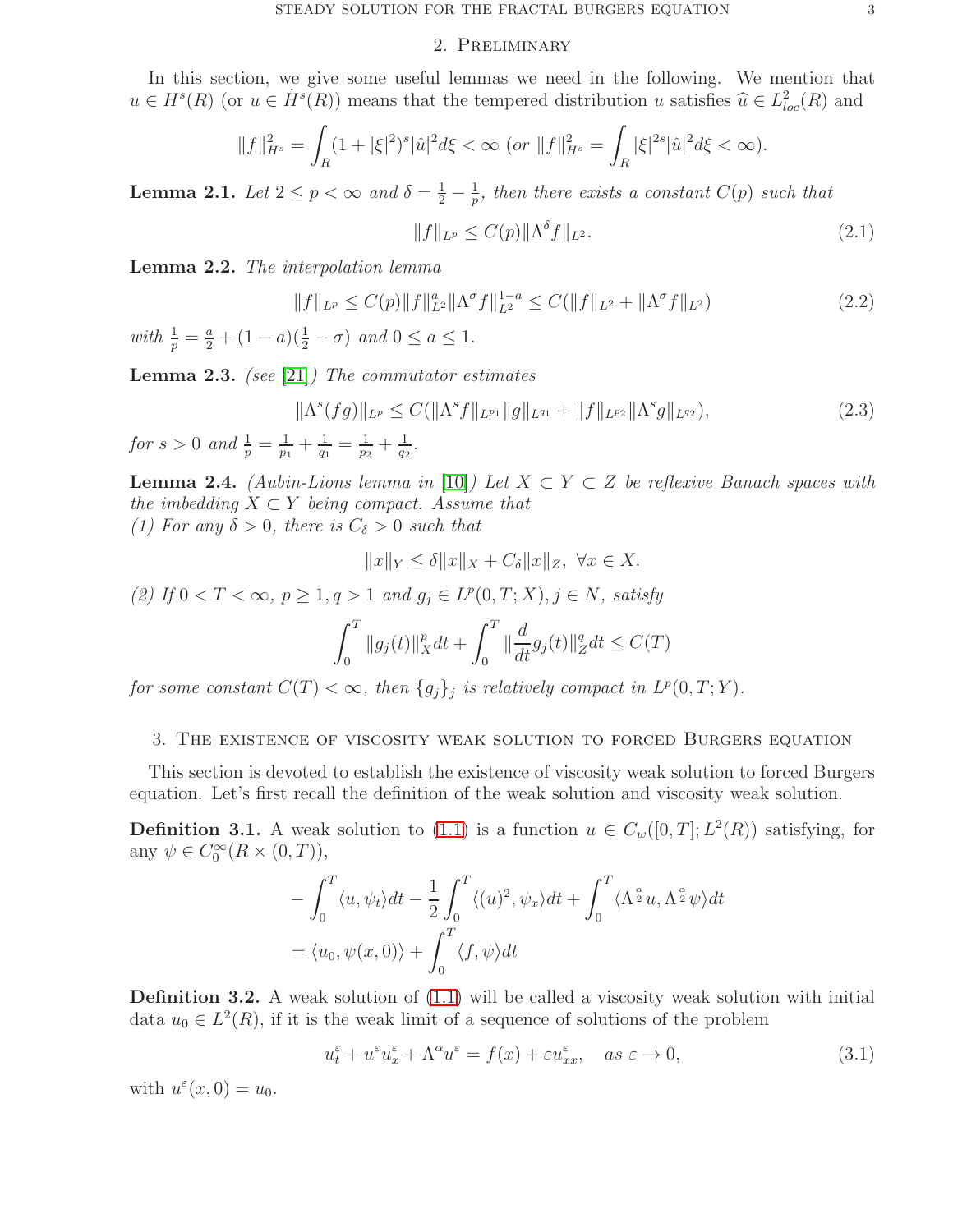## 2. Preliminary

In this section, we give some useful lemmas we need in the following. We mention that $u \in H^s(R)$ (or $u \in \dot{H}^s(R)$) means that the tempered distribution $u$ satisfies $\widehat{u} \in L^2_{loc}(R)$ and

$$\|f\|_{H^s}^2 = \int_R (1+|\xi|^2)^s |\hat{u}|^2 d\xi < \infty \ (or\ \|f\|_{\dot{H}^s}^2 = \int_R |\xi|^{2s} |\hat{u}|^2 d\xi < \infty).$$

**Lemma 2.1.** *Let $2 \le p < \infty$ and $\delta = \frac{1}{2} - \frac{1}{p}$, then there exists a constant $C(p)$ such that*

$$\|f\|_{L^p} \le C(p) \|\Lambda^\delta f\|_{L^2}. \tag{2.1}$$

**Lemma 2.2.** *The interpolation lemma*

$$\|f\|_{L^p} \le C(p) \|f\|_{L^2}^a \|\Lambda^\sigma f\|_{L^2}^{1-a} \le C(\|f\|_{L^2} + \|\Lambda^\sigma f\|_{L^2}) \tag{2.2}$$

*with $\frac{1}{p} = \frac{a}{2} + (1-a)(\frac{1}{2} - \sigma)$ and $0 \le a \le 1$.*

**Lemma 2.3.** *(see [21]) The commutator estimates*

$$\|\Lambda^s (fg)\|_{L^p} \le C(\|\Lambda^s f\|_{L^{p_1}} \|g\|_{L^{q_1}} + \|f\|_{L^{p_2}} \|\Lambda^s g\|_{L^{q_2}}), \tag{2.3}$$

*for $s > 0$ and $\frac{1}{p} = \frac{1}{p_1} + \frac{1}{q_1} = \frac{1}{p_2} + \frac{1}{q_2}$.*

**Lemma 2.4.** *(Aubin-Lions lemma in [10]) Let $X \subset Y \subset Z$ be reflexive Banach spaces with the imbedding $X \subset Y$ being compact. Assume that*
*(1) For any $\delta > 0$, there is $C_\delta > 0$ such that*

$$\|x\|_Y \le \delta \|x\|_X + C_\delta \|x\|_Z, \ \forall x \in X.$$

*(2) If $0 < T < \infty$, $p \ge 1, q > 1$ and $g_j \in L^p(0,T;X), j \in N$, satisfy*

$$\int_0^T \|g_j(t)\|_X^p dt + \int_0^T \|\frac{d}{dt} g_j(t)\|_Z^q dt \le C(T)$$

*for some constant $C(T) < \infty$, then $\{g_j\}_j$ is relatively compact in $L^p(0,T;Y)$.*

## 3. The existence of viscosity weak solution to forced Burgers equation

This section is devoted to establish the existence of viscosity weak solution to forced Burgers equation. Let's first recall the definition of the weak solution and viscosity weak solution.

**Definition 3.1.** A weak solution to (1.1) is a function $u \in C_w([0,T]; L^2(R))$ satisfying, for any $\psi \in C_0^\infty(R \times (0,T))$,

$$\begin{aligned}
&-\int_0^T \langle u, \psi_t \rangle dt - \frac{1}{2} \int_0^T \langle (u)^2, \psi_x \rangle dt + \int_0^T \langle \Lambda^{\frac{\alpha}{2}} u, \Lambda^{\frac{\alpha}{2}} \psi \rangle dt \\
&= \langle u_0, \psi(x,0) \rangle + \int_0^T \langle f, \psi \rangle dt
\end{aligned}$$

**Definition 3.2.** A weak solution of (1.1) will be called a viscosity weak solution with initial data $u_0 \in L^2(R)$, if it is the weak limit of a sequence of solutions of the problem

$$u_t^\varepsilon + u^\varepsilon u_x^\varepsilon + \Lambda^\alpha u^\varepsilon = f(x) + \varepsilon u_{xx}^\varepsilon, \quad as\ \varepsilon \to 0, \tag{3.1}$$

with $u^\varepsilon(x,0) = u_0$.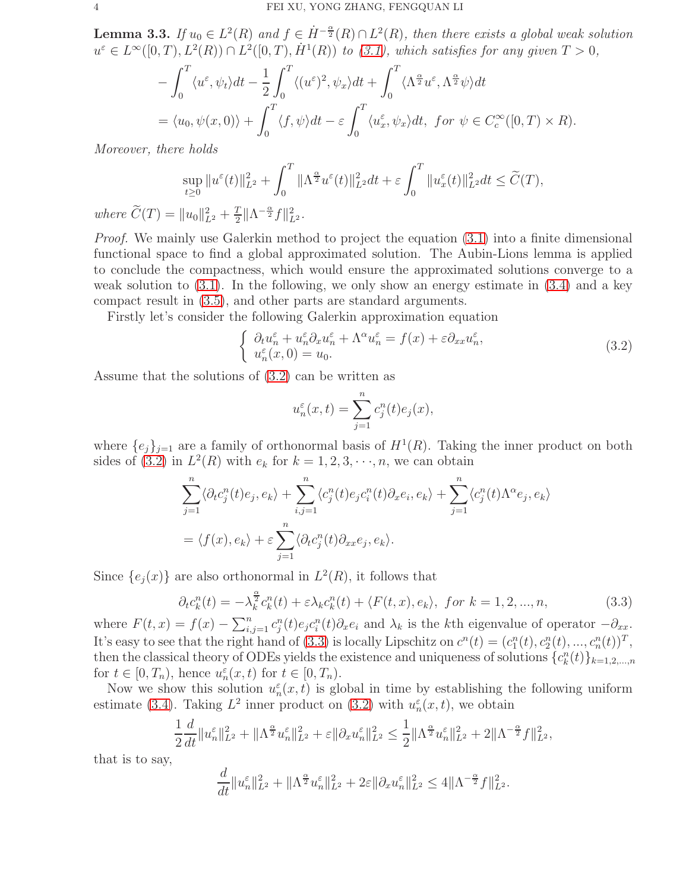**Lemma 3.3.** *If $u_0 \in L^2(R)$ and $f \in \dot{H}^{-\frac{\alpha}{2}}(R) \cap L^2(R)$, then there exists a global weak solution $u^\varepsilon \in L^\infty([0,T), L^2(R)) \cap L^2([0,T), \dot{H}^1(R))$ to (3.1), which satisfies for any given $T > 0$,*

$$
\begin{aligned}
&-\int_0^T \langle u^\varepsilon, \psi_t \rangle dt - \frac{1}{2}\int_0^T \langle (u^\varepsilon)^2, \psi_x \rangle dt + \int_0^T \langle \Lambda^{\frac{\alpha}{2}} u^\varepsilon, \Lambda^{\frac{\alpha}{2}} \psi \rangle dt \\
&= \langle u_0, \psi(x,0) \rangle + \int_0^T \langle f, \psi \rangle dt - \varepsilon \int_0^T \langle u_x^\varepsilon, \psi_x \rangle dt, \ \ for \ \psi \in C_c^\infty([0,T) \times R).
\end{aligned}
$$

*Moreover, there holds*

$$
\sup_{t \geq 0} \|u^\varepsilon(t)\|_{L^2}^2 + \int_0^T \|\Lambda^{\frac{\alpha}{2}} u^\varepsilon(t)\|_{L^2}^2 dt + \varepsilon \int_0^T \|u_x^\varepsilon(t)\|_{L^2}^2 dt \leq \widetilde{C}(T),
$$

*where $\widetilde{C}(T) = \|u_0\|_{L^2}^2 + \frac{T}{2}\|\Lambda^{-\frac{\alpha}{2}} f\|_{L^2}^2$.*

*Proof.* We mainly use Galerkin method to project the equation (3.1) into a finite dimensional functional space to find a global approximated solution. The Aubin-Lions lemma is applied to conclude the compactness, which would ensure the approximated solutions converge to a weak solution to (3.1). In the following, we only show an energy estimate in (3.4) and a key compact result in (3.5), and other parts are standard arguments.

Firstly let's consider the following Galerkin approximation equation

$$
\begin{cases} \partial_t u_n^\varepsilon + u_n^\varepsilon \partial_x u_n^\varepsilon + \Lambda^\alpha u_n^\varepsilon = f(x) + \varepsilon \partial_{xx} u_n^\varepsilon, \\ u_n^\varepsilon(x,0) = u_0. \end{cases} \tag{3.2}
$$

Assume that the solutions of (3.2) can be written as

$$
u_n^\varepsilon(x,t) = \sum_{j=1}^n c_j^n(t) e_j(x),
$$

where $\{e_j\}_{j=1}$ are a family of orthonormal basis of $H^1(R)$. Taking the inner product on both sides of (3.2) in $L^2(R)$ with $e_k$ for $k = 1, 2, 3, \cdots, n$, we can obtain

$$
\begin{aligned}
&\sum_{j=1}^n \langle \partial_t c_j^n(t) e_j, e_k \rangle + \sum_{i,j=1}^n \langle c_j^n(t) e_j c_i^n(t) \partial_x e_i, e_k \rangle + \sum_{j=1}^n \langle c_j^n(t) \Lambda^\alpha e_j, e_k \rangle \\
&= \langle f(x), e_k \rangle + \varepsilon \sum_{j=1}^n \langle \partial_t c_j^n(t) \partial_{xx} e_j, e_k \rangle.
\end{aligned}
$$

Since $\{e_j(x)\}$ are also orthonormal in $L^2(R)$, it follows that

$$
\partial_t c_k^n(t) = -\lambda_k^{\frac{\alpha}{2}} c_k^n(t) + \varepsilon \lambda_k c_k^n(t) + \langle F(t,x), e_k \rangle, \ \ for \ k = 1, 2, ..., n, \tag{3.3}
$$

where $F(t,x) = f(x) - \sum_{i,j=1}^n c_j^n(t) e_j c_i^n(t) \partial_x e_i$ and $\lambda_k$ is the $k$th eigenvalue of operator $-\partial_{xx}$. It's easy to see that the right hand of (3.3) is locally Lipschitz on $c^n(t) = (c_1^n(t), c_2^n(t), ..., c_n^n(t))^T$, then the classical theory of ODEs yields the existence and uniqueness of solutions $\{c_k^n(t)\}_{k=1,2,...,n}$ for $t \in [0, T_n)$, hence $u_n^\varepsilon(x,t)$ for $t \in [0, T_n)$.

Now we show this solution $u_n^\varepsilon(x,t)$ is global in time by establishing the following uniform estimate (3.4). Taking $L^2$ inner product on (3.2) with $u_n^\varepsilon(x,t)$, we obtain

$$
\frac{1}{2}\frac{d}{dt}\|u_n^\varepsilon\|_{L^2}^2 + \|\Lambda^{\frac{\alpha}{2}} u_n^\varepsilon\|_{L^2}^2 + \varepsilon \|\partial_x u_n^\varepsilon\|_{L^2}^2 \leq \frac{1}{2}\|\Lambda^{\frac{\alpha}{2}} u_n^\varepsilon\|_{L^2}^2 + 2\|\Lambda^{-\frac{\alpha}{2}} f\|_{L^2}^2,
$$

that is to say,

$$
\frac{d}{dt}\|u_n^\varepsilon\|_{L^2}^2 + \|\Lambda^{\frac{\alpha}{2}} u_n^\varepsilon\|_{L^2}^2 + 2\varepsilon \|\partial_x u_n^\varepsilon\|_{L^2}^2 \leq 4\|\Lambda^{-\frac{\alpha}{2}} f\|_{L^2}^2.
$$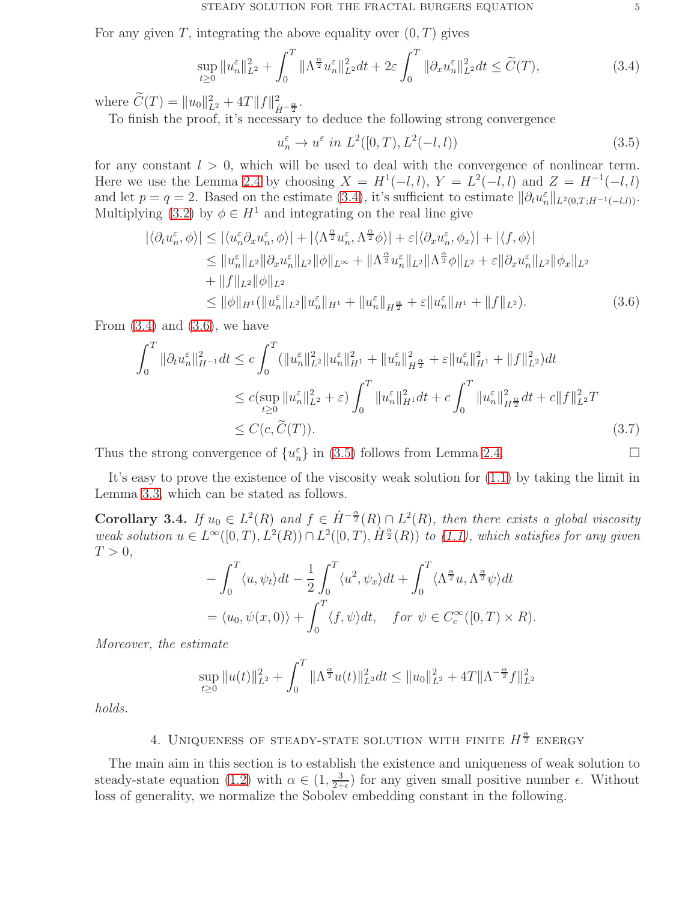For any given $T$, integrating the above equality over $(0, T)$ gives

$$\sup_{t\geq 0}\|u_n^\varepsilon\|_{L^2}^2 + \int_0^T \|\Lambda^{\frac{\alpha}{2}} u_n^\varepsilon\|_{L^2}^2 dt + 2\varepsilon \int_0^T \|\partial_x u_n^\varepsilon\|_{L^2}^2 dt \leq \widetilde{C}(T), \tag{3.4}$$

where $\widetilde{C}(T) = \|u_0\|_{L^2}^2 + 4T\|f\|_{\dot{H}^{-\frac{\alpha}{2}}}^2$.

To finish the proof, it's necessary to deduce the following strong convergence

$$u_n^\varepsilon \to u^\varepsilon \; in \; L^2([0,T), L^2(-l,l)) \tag{3.5}$$

for any constant $l > 0$, which will be used to deal with the convergence of nonlinear term. Here we use the Lemma 2.4 by choosing $X = H^1(-l,l)$, $Y = L^2(-l,l)$ and $Z = H^{-1}(-l,l)$ and let $p = q = 2$. Based on the estimate (3.4), it's sufficient to estimate $\|\partial_t u_n^\varepsilon\|_{L^2(0,T;H^{-1}(-l,l))}$. Multiplying (3.2) by $\phi \in H^1$ and integrating on the real line give

$$\begin{aligned}
|\langle \partial_t u_n^\varepsilon, \phi\rangle| &\leq |\langle u_n^\varepsilon \partial_x u_n^\varepsilon, \phi\rangle| + |\langle \Lambda^{\frac{\alpha}{2}} u_n^\varepsilon, \Lambda^{\frac{\alpha}{2}}\phi\rangle| + \varepsilon|\langle \partial_x u_n^\varepsilon, \phi_x\rangle| + |\langle f, \phi\rangle| \\
&\leq \|u_n^\varepsilon\|_{L^2}\|\partial_x u_n^\varepsilon\|_{L^2}\|\phi\|_{L^\infty} + \|\Lambda^{\frac{\alpha}{2}} u_n^\varepsilon\|_{L^2}\|\Lambda^{\frac{\alpha}{2}}\phi\|_{L^2} + \varepsilon\|\partial_x u_n^\varepsilon\|_{L^2}\|\phi_x\|_{L^2} \\
&\quad + \|f\|_{L^2}\|\phi\|_{L^2} \\
&\leq \|\phi\|_{H^1}(\|u_n^\varepsilon\|_{L^2}\|u_n^\varepsilon\|_{H^1} + \|u_n^\varepsilon\|_{H^{\frac{\alpha}{2}}} + \varepsilon\|u_n^\varepsilon\|_{H^1} + \|f\|_{L^2}).
\end{aligned} \tag{3.6}$$

From (3.4) and (3.6), we have

$$\begin{aligned}
\int_0^T \|\partial_t u_n^\varepsilon\|_{H^{-1}}^2 dt &\leq c\int_0^T (\|u_n^\varepsilon\|_{L^2}^2\|u_n^\varepsilon\|_{H^1}^2 + \|u_n^\varepsilon\|_{H^{\frac{\alpha}{2}}}^2 + \varepsilon\|u_n^\varepsilon\|_{H^1}^2 + \|f\|_{L^2}^2) dt \\
&\leq c(\sup_{t\geq 0}\|u_n^\varepsilon\|_{L^2}^2 + \varepsilon)\int_0^T \|u_n^\varepsilon\|_{H^1}^2 dt + c\int_0^T \|u_n^\varepsilon\|_{H^{\frac{\alpha}{2}}}^2 dt + c\|f\|_{L^2}^2 T \\
&\leq C(c, \widetilde{C}(T)).
\end{aligned} \tag{3.7}$$

Thus the strong convergence of $\{u_n^\varepsilon\}$ in (3.5) follows from Lemma 2.4. $\square$

It's easy to prove the existence of the viscosity weak solution for (1.1) by taking the limit in Lemma 3.3, which can be stated as follows.

**Corollary 3.4.** *If $u_0 \in L^2(R)$ and $f \in \dot{H}^{-\frac{\alpha}{2}}(R) \cap L^2(R)$, then there exists a global viscosity weak solution $u \in L^\infty([0,T), L^2(R)) \cap L^2([0,T), \dot{H}^{\frac{\alpha}{2}}(R))$ to (1.1), which satisfies for any given $T > 0$,*

$$\begin{aligned}
&-\int_0^T \langle u, \psi_t\rangle dt - \frac{1}{2}\int_0^T \langle u^2, \psi_x\rangle dt + \int_0^T \langle \Lambda^{\frac{\alpha}{2}} u, \Lambda^{\frac{\alpha}{2}}\psi\rangle dt \\
&= \langle u_0, \psi(x,0)\rangle + \int_0^T \langle f, \psi\rangle dt, \quad for \; \psi \in C_c^\infty([0,T) \times R).
\end{aligned}$$

*Moreover, the estimate*

$$\sup_{t\geq 0}\|u(t)\|_{L^2}^2 + \int_0^T \|\Lambda^{\frac{\alpha}{2}} u(t)\|_{L^2}^2 dt \leq \|u_0\|_{L^2}^2 + 4T\|\Lambda^{-\frac{\alpha}{2}} f\|_{L^2}^2$$

*holds.*

## 4. Uniqueness of steady-state solution with finite $H^{\frac{\alpha}{2}}$ energy

The main aim in this section is to establish the existence and uniqueness of weak solution to steady-state equation (1.2) with $\alpha \in (1, \frac{3}{2+\epsilon})$ for any given small positive number $\epsilon$. Without loss of generality, we normalize the Sobolev embedding constant in the following.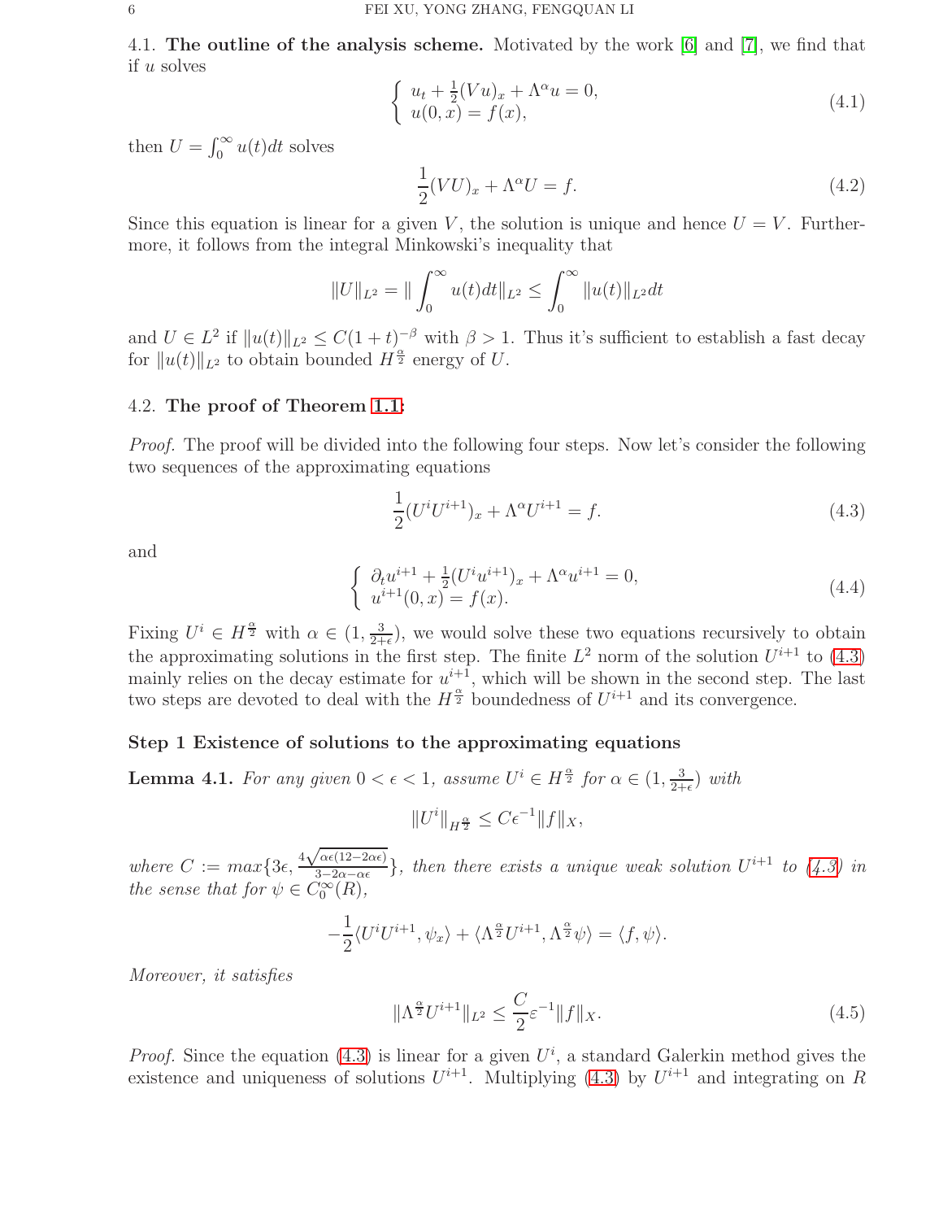### 4.1. The outline of the analysis scheme.

Motivated by the work [6] and [7], we find that if $u$ solves

$$
\begin{cases} u_t + \frac{1}{2}(Vu)_x + \Lambda^\alpha u = 0, \\ u(0,x) = f(x), \end{cases} \tag{4.1}
$$

then $U = \int_0^\infty u(t)dt$ solves

$$
\frac{1}{2}(VU)_x + \Lambda^\alpha U = f. \tag{4.2}
$$

Since this equation is linear for a given $V$, the solution is unique and hence $U = V$. Furthermore, it follows from the integral Minkowski's inequality that

$$
\|U\|_{L^2} = \| \int_0^\infty u(t)dt\|_{L^2} \leq \int_0^\infty \|u(t)\|_{L^2}dt
$$

and $U \in L^2$ if $\|u(t)\|_{L^2} \leq C(1+t)^{-\beta}$ with $\beta > 1$. Thus it's sufficient to establish a fast decay for $\|u(t)\|_{L^2}$ to obtain bounded $H^{\frac{\alpha}{2}}$ energy of $U$.

### 4.2. The proof of Theorem 1.1:

*Proof.* The proof will be divided into the following four steps. Now let's consider the following two sequences of the approximating equations

$$
\frac{1}{2}(U^iU^{i+1})_x + \Lambda^\alpha U^{i+1} = f. \tag{4.3}
$$

and

$$
\begin{cases} \partial_t u^{i+1} + \frac{1}{2}(U^iu^{i+1})_x + \Lambda^\alpha u^{i+1} = 0, \\ u^{i+1}(0,x) = f(x). \end{cases} \tag{4.4}
$$

Fixing $U^i \in H^{\frac{\alpha}{2}}$ with $\alpha \in (1, \frac{3}{2+\epsilon})$, we would solve these two equations recursively to obtain the approximating solutions in the first step. The finite $L^2$ norm of the solution $U^{i+1}$ to (4.3) mainly relies on the decay estimate for $u^{i+1}$, which will be shown in the second step. The last two steps are devoted to deal with the $H^{\frac{\alpha}{2}}$ boundedness of $U^{i+1}$ and its convergence.

**Step 1 Existence of solutions to the approximating equations**

**Lemma 4.1.** *For any given $0 < \epsilon < 1$, assume $U^i \in H^{\frac{\alpha}{2}}$ for $\alpha \in (1, \frac{3}{2+\epsilon})$ with*

$$
\|U^i\|_{H^{\frac{\alpha}{2}}} \leq C\epsilon^{-1}\|f\|_X,
$$

*where $C := max\{3\epsilon, \frac{4\sqrt{\alpha\epsilon(12-2\alpha\epsilon)}}{3-2\alpha-\alpha\epsilon}\}$, then there exists a unique weak solution $U^{i+1}$ to (4.3) in the sense that for $\psi \in C_0^\infty(R)$,*

$$
-\frac{1}{2}\langle U^iU^{i+1}, \psi_x\rangle + \langle \Lambda^{\frac{\alpha}{2}}U^{i+1}, \Lambda^{\frac{\alpha}{2}}\psi\rangle = \langle f, \psi\rangle.
$$

*Moreover, it satisfies*

$$
\|\Lambda^{\frac{\alpha}{2}}U^{i+1}\|_{L^2} \leq \frac{C}{2}\varepsilon^{-1}\|f\|_X. \tag{4.5}
$$

*Proof.* Since the equation (4.3) is linear for a given $U^i$, a standard Galerkin method gives the existence and uniqueness of solutions $U^{i+1}$. Multiplying (4.3) by $U^{i+1}$ and integrating on $R$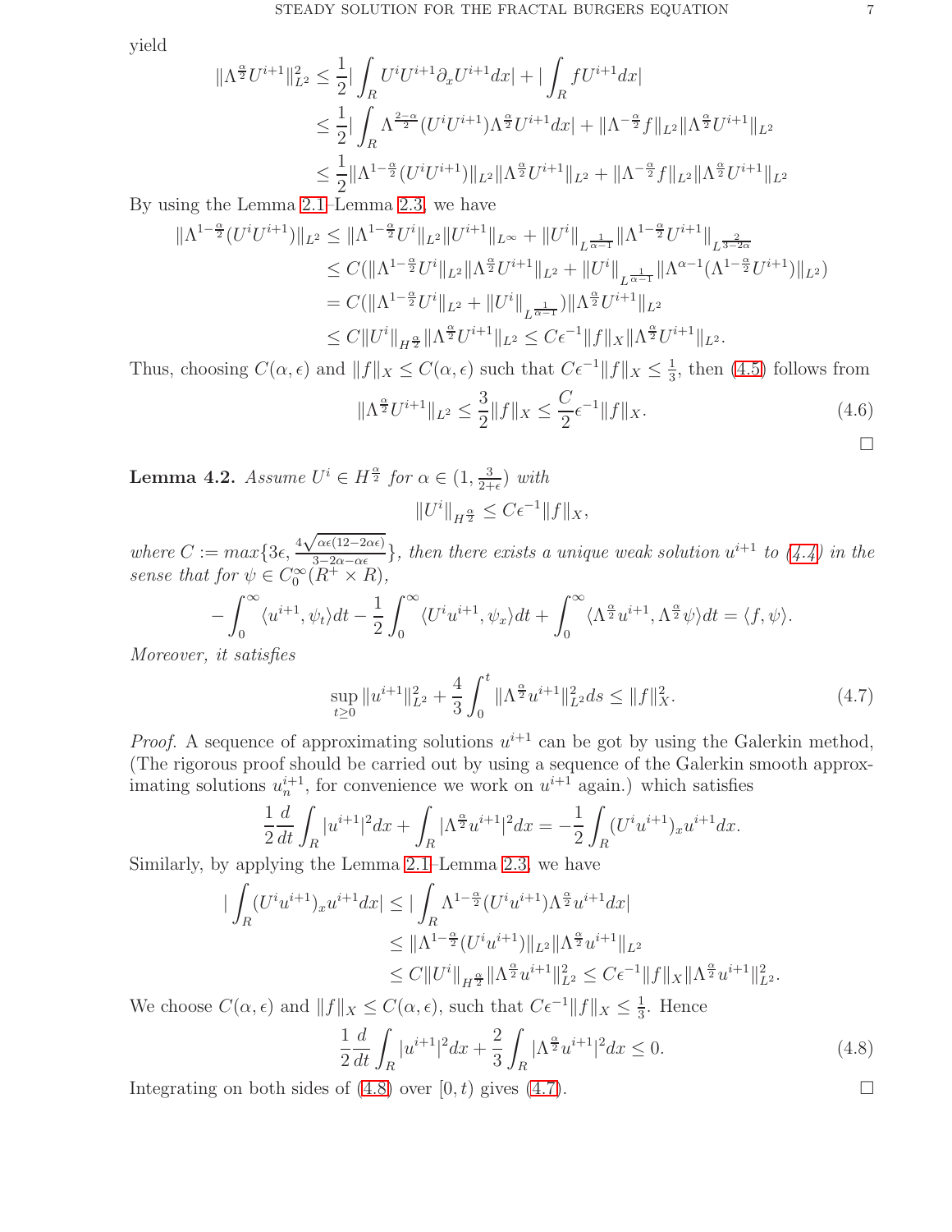yield

$$
\begin{aligned}
\|\Lambda^{\frac{\alpha}{2}}U^{i+1}\|_{L^2}^2 &\leq \frac{1}{2}\Big|\int_R U^iU^{i+1}\partial_x U^{i+1}dx\Big| + \Big|\int_R fU^{i+1}dx\Big| \\
&\leq \frac{1}{2}\Big|\int_R \Lambda^{\frac{2-\alpha}{2}}(U^iU^{i+1})\Lambda^{\frac{\alpha}{2}}U^{i+1}dx\Big| + \|\Lambda^{-\frac{\alpha}{2}}f\|_{L^2}\|\Lambda^{\frac{\alpha}{2}}U^{i+1}\|_{L^2} \\
&\leq \frac{1}{2}\|\Lambda^{1-\frac{\alpha}{2}}(U^iU^{i+1})\|_{L^2}\|\Lambda^{\frac{\alpha}{2}}U^{i+1}\|_{L^2} + \|\Lambda^{-\frac{\alpha}{2}}f\|_{L^2}\|\Lambda^{\frac{\alpha}{2}}U^{i+1}\|_{L^2}
\end{aligned}
$$

By using the Lemma 2.1–Lemma 2.3, we have

$$
\begin{aligned}
\|\Lambda^{1-\frac{\alpha}{2}}(U^iU^{i+1})\|_{L^2} &\leq \|\Lambda^{1-\frac{\alpha}{2}}U^i\|_{L^2}\|U^{i+1}\|_{L^\infty} + \|U^i\|_{L^{\frac{1}{\alpha-1}}}\|\Lambda^{1-\frac{\alpha}{2}}U^{i+1}\|_{L^{\frac{2}{3-2\alpha}}} \\
&\leq C(\|\Lambda^{1-\frac{\alpha}{2}}U^i\|_{L^2}\|\Lambda^{\frac{\alpha}{2}}U^{i+1}\|_{L^2} + \|U^i\|_{L^{\frac{1}{\alpha-1}}}\|\Lambda^{\alpha-1}(\Lambda^{1-\frac{\alpha}{2}}U^{i+1})\|_{L^2}) \\
&= C(\|\Lambda^{1-\frac{\alpha}{2}}U^i\|_{L^2} + \|U^i\|_{L^{\frac{1}{\alpha-1}}})\|\Lambda^{\frac{\alpha}{2}}U^{i+1}\|_{L^2} \\
&\leq C\|U^i\|_{H^{\frac{\alpha}{2}}}\|\Lambda^{\frac{\alpha}{2}}U^{i+1}\|_{L^2} \leq C\epsilon^{-1}\|f\|_X\|\Lambda^{\frac{\alpha}{2}}U^{i+1}\|_{L^2}.
\end{aligned}
$$

Thus, choosing $C(\alpha,\epsilon)$ and $\|f\|_X \leq C(\alpha,\epsilon)$ such that $C\epsilon^{-1}\|f\|_X \leq \frac{1}{3}$, then (4.5) follows from

$$
\|\Lambda^{\frac{\alpha}{2}}U^{i+1}\|_{L^2} \leq \frac{3}{2}\|f\|_X \leq \frac{C}{2}\epsilon^{-1}\|f\|_X. \tag{4.6}
$$

□

**Lemma 4.2.** *Assume $U^i \in H^{\frac{\alpha}{2}}$ for $\alpha \in (1, \frac{3}{2+\epsilon})$ with*

$$
\|U^i\|_{H^{\frac{\alpha}{2}}} \leq C\epsilon^{-1}\|f\|_X,
$$

*where $C := max\{3\epsilon, \frac{4\sqrt{\alpha\epsilon(12-2\alpha\epsilon)}}{3-2\alpha-\alpha\epsilon}\}$, then there exists a unique weak solution $u^{i+1}$ to (4.4) in the sense that for $\psi \in C_0^\infty(R^+\times R)$,*

$$
-\int_0^\infty \langle u^{i+1}, \psi_t\rangle dt - \frac{1}{2}\int_0^\infty \langle U^iu^{i+1}, \psi_x\rangle dt + \int_0^\infty \langle \Lambda^{\frac{\alpha}{2}}u^{i+1}, \Lambda^{\frac{\alpha}{2}}\psi\rangle dt = \langle f, \psi\rangle.
$$

*Moreover, it satisfies*

$$
\sup_{t\geq 0}\|u^{i+1}\|_{L^2}^2 + \frac{4}{3}\int_0^t \|\Lambda^{\frac{\alpha}{2}}u^{i+1}\|_{L^2}^2 ds \leq \|f\|_X^2. \tag{4.7}
$$

*Proof.* A sequence of approximating solutions $u^{i+1}$ can be got by using the Galerkin method, (The rigorous proof should be carried out by using a sequence of the Galerkin smooth approximating solutions $u_n^{i+1}$, for convenience we work on $u^{i+1}$ again.) which satisfies

$$
\frac{1}{2}\frac{d}{dt}\int_R |u^{i+1}|^2dx + \int_R |\Lambda^{\frac{\alpha}{2}}u^{i+1}|^2dx = -\frac{1}{2}\int_R (U^iu^{i+1})_xu^{i+1}dx.
$$

Similarly, by applying the Lemma 2.1–Lemma 2.3, we have

$$
\begin{aligned}
\Big|\int_R (U^iu^{i+1})_xu^{i+1}dx\Big| &\leq \Big|\int_R \Lambda^{1-\frac{\alpha}{2}}(U^iu^{i+1})\Lambda^{\frac{\alpha}{2}}u^{i+1}dx\Big| \\
&\leq \|\Lambda^{1-\frac{\alpha}{2}}(U^iu^{i+1})\|_{L^2}\|\Lambda^{\frac{\alpha}{2}}u^{i+1}\|_{L^2} \\
&\leq C\|U^i\|_{H^{\frac{\alpha}{2}}}\|\Lambda^{\frac{\alpha}{2}}u^{i+1}\|_{L^2}^2 \leq C\epsilon^{-1}\|f\|_X\|\Lambda^{\frac{\alpha}{2}}u^{i+1}\|_{L^2}^2.
\end{aligned}
$$

We choose $C(\alpha,\epsilon)$ and $\|f\|_X \leq C(\alpha,\epsilon)$, such that $C\epsilon^{-1}\|f\|_X \leq \frac{1}{3}$. Hence

$$
\frac{1}{2}\frac{d}{dt}\int_R |u^{i+1}|^2dx + \frac{2}{3}\int_R |\Lambda^{\frac{\alpha}{2}}u^{i+1}|^2dx \leq 0. \tag{4.8}
$$

Integrating on both sides of (4.8) over $[0,t)$ gives (4.7). □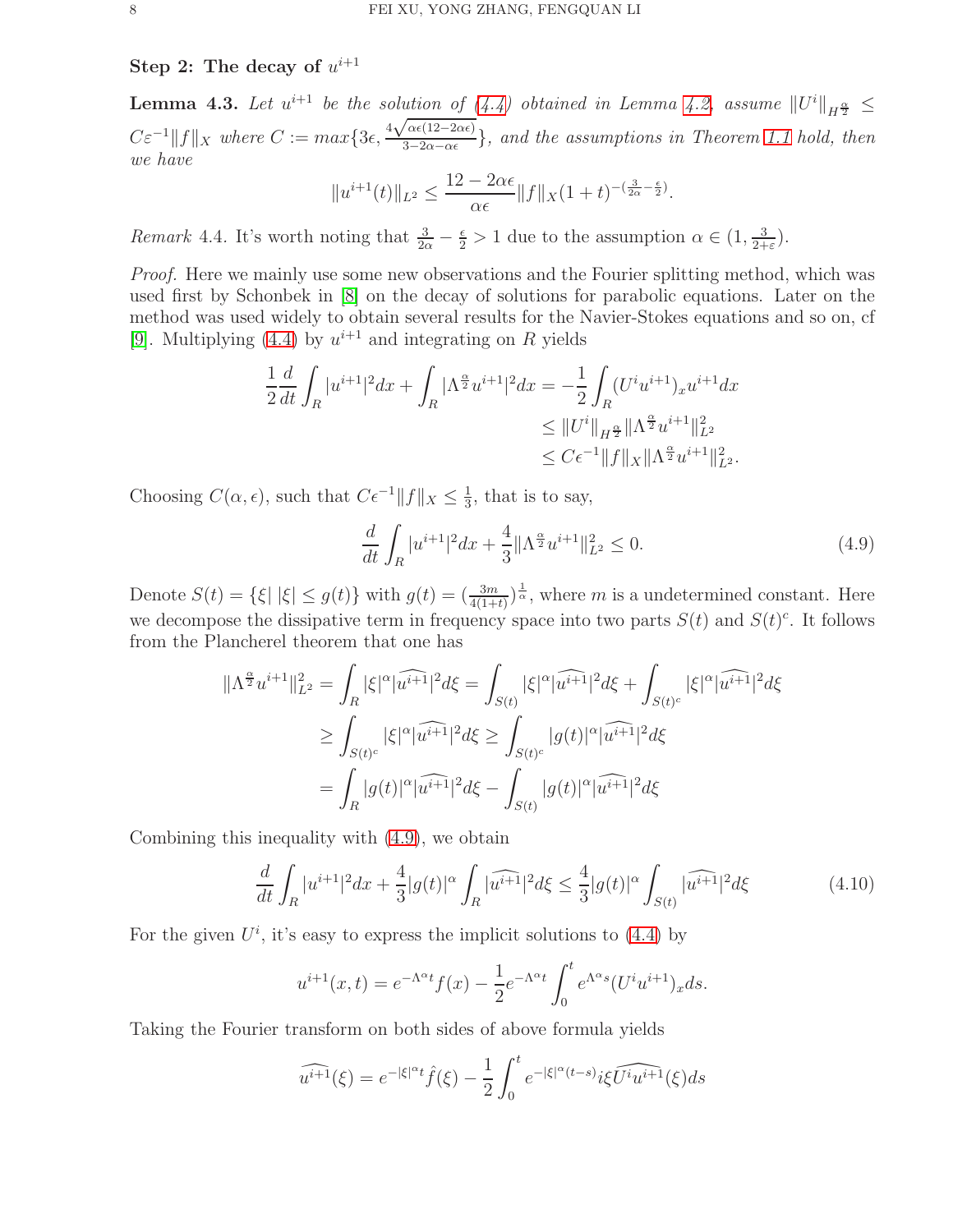**Step 2: The decay of $u^{i+1}$**

**Lemma 4.3.** *Let $u^{i+1}$ be the solution of (4.4) obtained in Lemma 4.2, assume $\|U^i\|_{H^{\frac{\alpha}{2}}} \leq C\varepsilon^{-1}\|f\|_X$ where $C := max\{3\epsilon, \frac{4\sqrt{\alpha\epsilon(12-2\alpha\epsilon)}}{3-2\alpha-\alpha\epsilon}\}$, and the assumptions in Theorem 1.1 hold, then we have*

$$\|u^{i+1}(t)\|_{L^2} \leq \frac{12-2\alpha\epsilon}{\alpha\epsilon}\|f\|_X(1+t)^{-(\frac{3}{2\alpha}-\frac{\epsilon}{2})}.$$

*Remark* 4.4. It's worth noting that $\frac{3}{2\alpha} - \frac{\epsilon}{2} > 1$ due to the assumption $\alpha \in (1, \frac{3}{2+\varepsilon})$.

*Proof.* Here we mainly use some new observations and the Fourier splitting method, which was used first by Schonbek in [8] on the decay of solutions for parabolic equations. Later on the method was used widely to obtain several results for the Navier-Stokes equations and so on, cf [9]. Multiplying (4.4) by $u^{i+1}$ and integrating on $R$ yields

$$\begin{aligned}
\frac{1}{2}\frac{d}{dt}\int_R |u^{i+1}|^2 dx + \int_R |\Lambda^{\frac{\alpha}{2}} u^{i+1}|^2 dx &= -\frac{1}{2}\int_R (U^i u^{i+1})_x u^{i+1} dx \\
&\leq \|U^i\|_{H^{\frac{\alpha}{2}}}\|\Lambda^{\frac{\alpha}{2}} u^{i+1}\|^2_{L^2} \\
&\leq C\epsilon^{-1}\|f\|_X\|\Lambda^{\frac{\alpha}{2}} u^{i+1}\|^2_{L^2}.
\end{aligned}$$

Choosing $C(\alpha, \epsilon)$, such that $C\epsilon^{-1}\|f\|_X \leq \frac{1}{3}$, that is to say,

$$\frac{d}{dt}\int_R |u^{i+1}|^2 dx + \frac{4}{3}\|\Lambda^{\frac{\alpha}{2}} u^{i+1}\|^2_{L^2} \leq 0. \tag{4.9}$$

Denote $S(t) = \{\xi \,|\, |\xi| \leq g(t)\}$ with $g(t) = (\frac{3m}{4(1+t)})^{\frac{1}{\alpha}}$, where $m$ is a undetermined constant. Here we decompose the dissipative term in frequency space into two parts $S(t)$ and $S(t)^c$. It follows from the Plancherel theorem that one has

$$\begin{aligned}
\|\Lambda^{\frac{\alpha}{2}} u^{i+1}\|^2_{L^2} &= \int_R |\xi|^\alpha |\widehat{u^{i+1}}|^2 d\xi = \int_{S(t)} |\xi|^\alpha |\widehat{u^{i+1}}|^2 d\xi + \int_{S(t)^c} |\xi|^\alpha |\widehat{u^{i+1}}|^2 d\xi \\
&\geq \int_{S(t)^c} |\xi|^\alpha |\widehat{u^{i+1}}|^2 d\xi \geq \int_{S(t)^c} |g(t)|^\alpha |\widehat{u^{i+1}}|^2 d\xi \\
&= \int_R |g(t)|^\alpha |\widehat{u^{i+1}}|^2 d\xi - \int_{S(t)} |g(t)|^\alpha |\widehat{u^{i+1}}|^2 d\xi
\end{aligned}$$

Combining this inequality with (4.9), we obtain

$$\frac{d}{dt}\int_R |u^{i+1}|^2 dx + \frac{4}{3}|g(t)|^\alpha \int_R |\widehat{u^{i+1}}|^2 d\xi \leq \frac{4}{3}|g(t)|^\alpha \int_{S(t)} |\widehat{u^{i+1}}|^2 d\xi \tag{4.10}$$

For the given $U^i$, it's easy to express the implicit solutions to (4.4) by

$$u^{i+1}(x,t) = e^{-\Lambda^\alpha t} f(x) - \frac{1}{2}e^{-\Lambda^\alpha t}\int_0^t e^{\Lambda^\alpha s}(U^i u^{i+1})_x ds.$$

Taking the Fourier transform on both sides of above formula yields

$$\widehat{u^{i+1}}(\xi) = e^{-|\xi|^\alpha t}\hat{f}(\xi) - \frac{1}{2}\int_0^t e^{-|\xi|^\alpha(t-s)} i\xi\widehat{U^i u^{i+1}}(\xi) ds$$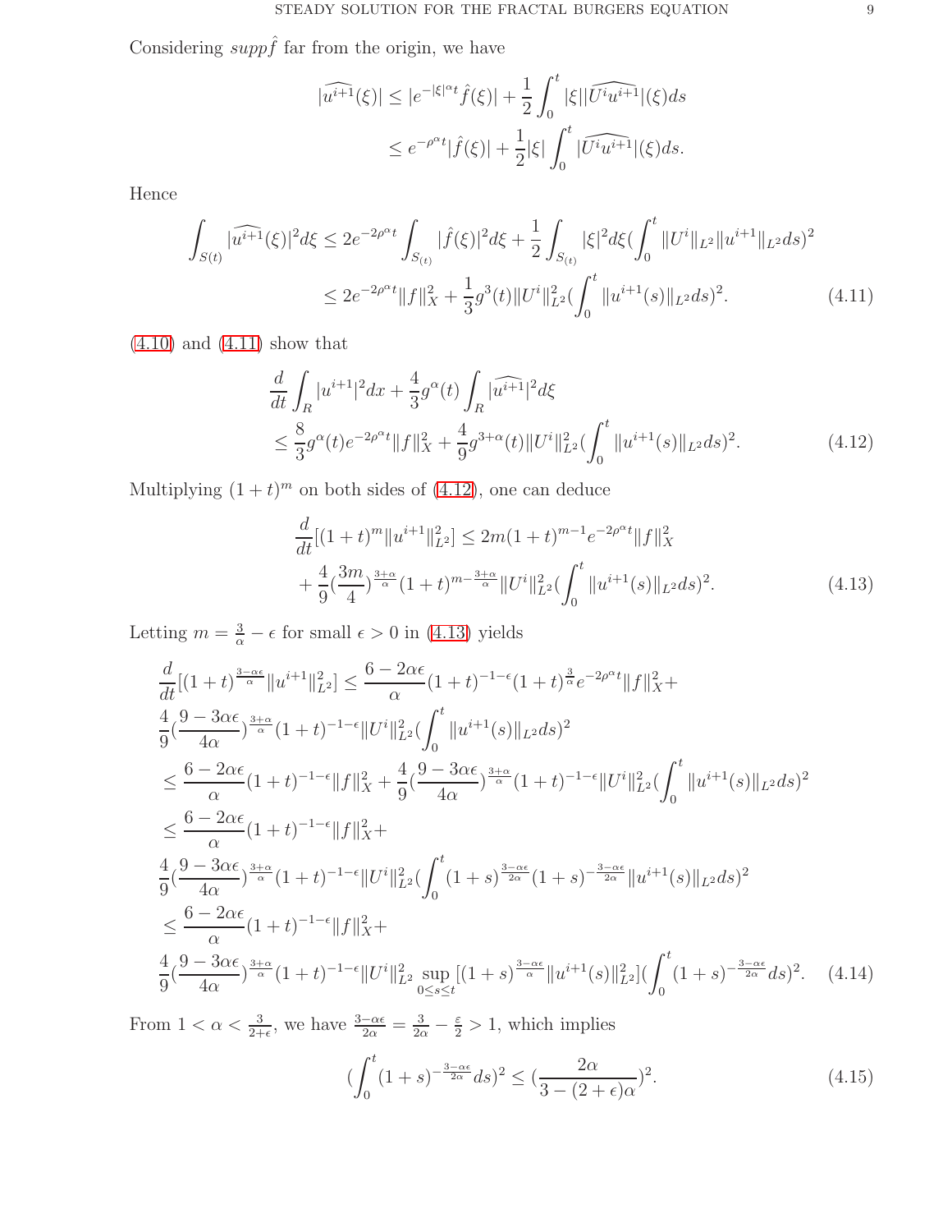Considering $supp\hat{f}$ far from the origin, we have

$$
\begin{aligned}
|\widehat{u^{i+1}}(\xi)| &\leq |e^{-|\xi|^\alpha t}\hat{f}(\xi)| + \frac{1}{2}\int_0^t |\xi||\widehat{U^i u^{i+1}}|(\xi)ds \\
&\leq e^{-\rho^\alpha t}|\hat{f}(\xi)| + \frac{1}{2}|\xi|\int_0^t |\widehat{U^i u^{i+1}}|(\xi)ds.
\end{aligned}
$$

Hence

$$
\begin{aligned}
\int_{S(t)} |\widehat{u^{i+1}}(\xi)|^2 d\xi &\leq 2e^{-2\rho^\alpha t}\int_{S_{(t)}} |\hat{f}(\xi)|^2 d\xi + \frac{1}{2}\int_{S_{(t)}} |\xi|^2 d\xi (\int_0^t \|U^i\|_{L^2}\|u^{i+1}\|_{L^2}ds)^2 \\
&\leq 2e^{-2\rho^\alpha t}\|f\|_X^2 + \frac{1}{3}g^3(t)\|U^i\|_{L^2}^2 (\int_0^t \|u^{i+1}(s)\|_{L^2}ds)^2. \qquad (4.11)
\end{aligned}
$$

(4.10) and (4.11) show that

$$
\begin{aligned}
&\frac{d}{dt}\int_R |u^{i+1}|^2 dx + \frac{4}{3}g^\alpha(t)\int_R |\widehat{u^{i+1}}|^2 d\xi \\
&\leq \frac{8}{3}g^\alpha(t)e^{-2\rho^\alpha t}\|f\|_X^2 + \frac{4}{9}g^{3+\alpha}(t)\|U^i\|_{L^2}^2 (\int_0^t \|u^{i+1}(s)\|_{L^2}ds)^2. \qquad (4.12)
\end{aligned}
$$

Multiplying $(1+t)^m$ on both sides of (4.12), one can deduce

$$
\begin{aligned}
&\frac{d}{dt}[(1+t)^m\|u^{i+1}\|_{L^2}^2] \leq 2m(1+t)^{m-1}e^{-2\rho^\alpha t}\|f\|_X^2 \\
&+ \frac{4}{9}(\frac{3m}{4})^{\frac{3+\alpha}{\alpha}}(1+t)^{m-\frac{3+\alpha}{\alpha}}\|U^i\|_{L^2}^2 (\int_0^t \|u^{i+1}(s)\|_{L^2}ds)^2. \qquad (4.13)
\end{aligned}
$$

Letting $m = \frac{3}{\alpha} - \epsilon$ for small $\epsilon > 0$ in (4.13) yields

$$
\begin{aligned}
&\frac{d}{dt}[(1+t)^{\frac{3-\alpha\epsilon}{\alpha}}\|u^{i+1}\|_{L^2}^2] \leq \frac{6-2\alpha\epsilon}{\alpha}(1+t)^{-1-\epsilon}(1+t)^{\frac{3}{\alpha}}e^{-2\rho^\alpha t}\|f\|_X^2 + \\
&\frac{4}{9}(\frac{9-3\alpha\epsilon}{4\alpha})^{\frac{3+\alpha}{\alpha}}(1+t)^{-1-\epsilon}\|U^i\|_{L^2}^2(\int_0^t \|u^{i+1}(s)\|_{L^2}ds)^2 \\
&\leq \frac{6-2\alpha\epsilon}{\alpha}(1+t)^{-1-\epsilon}\|f\|_X^2 + \frac{4}{9}(\frac{9-3\alpha\epsilon}{4\alpha})^{\frac{3+\alpha}{\alpha}}(1+t)^{-1-\epsilon}\|U^i\|_{L^2}^2(\int_0^t \|u^{i+1}(s)\|_{L^2}ds)^2 \\
&\leq \frac{6-2\alpha\epsilon}{\alpha}(1+t)^{-1-\epsilon}\|f\|_X^2 + \\
&\frac{4}{9}(\frac{9-3\alpha\epsilon}{4\alpha})^{\frac{3+\alpha}{\alpha}}(1+t)^{-1-\epsilon}\|U^i\|_{L^2}^2(\int_0^t (1+s)^{\frac{3-\alpha\epsilon}{2\alpha}}(1+s)^{-\frac{3-\alpha\epsilon}{2\alpha}}\|u^{i+1}(s)\|_{L^2}ds)^2 \\
&\leq \frac{6-2\alpha\epsilon}{\alpha}(1+t)^{-1-\epsilon}\|f\|_X^2 + \\
&\frac{4}{9}(\frac{9-3\alpha\epsilon}{4\alpha})^{\frac{3+\alpha}{\alpha}}(1+t)^{-1-\epsilon}\|U^i\|_{L^2}^2 \sup_{0\leq s\leq t}[(1+s)^{\frac{3-\alpha\epsilon}{\alpha}}\|u^{i+1}(s)\|_{L^2}^2](\int_0^t (1+s)^{-\frac{3-\alpha\epsilon}{2\alpha}}ds)^2. \qquad (4.14)
\end{aligned}
$$

From $1 < \alpha < \frac{3}{2+\epsilon}$, we have $\frac{3-\alpha\epsilon}{2\alpha} = \frac{3}{2\alpha} - \frac{\varepsilon}{2} > 1$, which implies

$$
(\int_0^t (1+s)^{-\frac{3-\alpha\epsilon}{2\alpha}}ds)^2 \leq (\frac{2\alpha}{3-(2+\epsilon)\alpha})^2. \qquad (4.15)
$$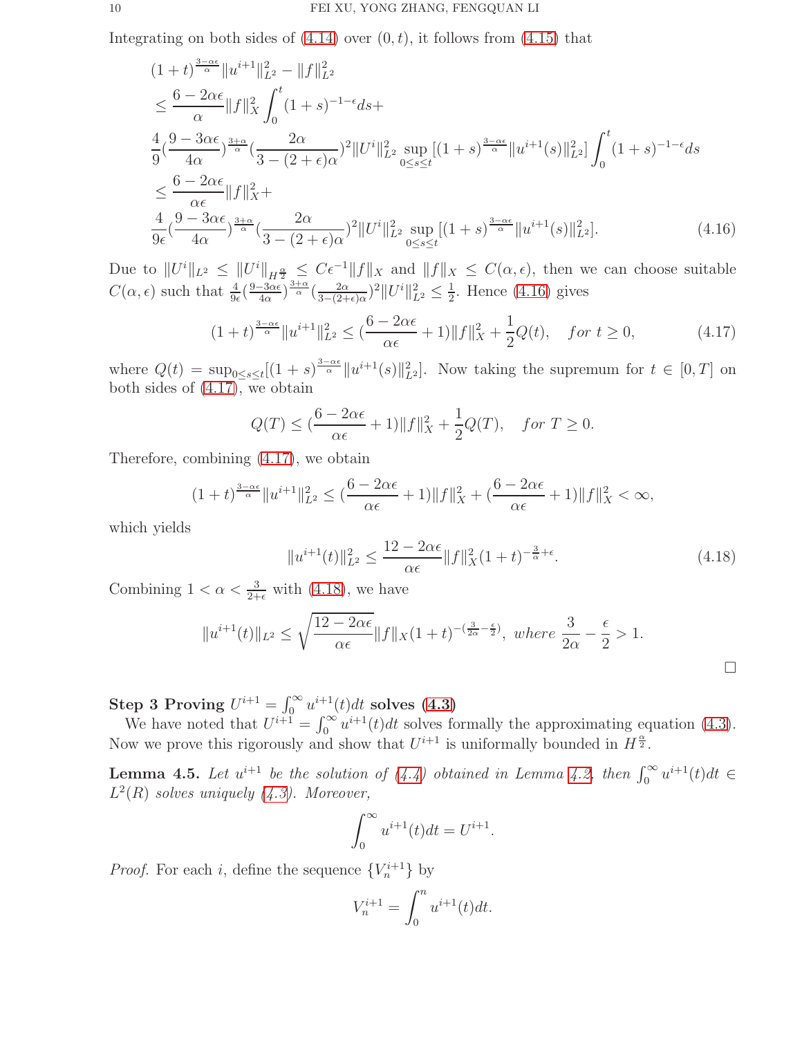Integrating on both sides of (4.14) over $(0,t)$, it follows from (4.15) that

$$
\begin{aligned}
&(1+t)^{\frac{3-\alpha\epsilon}{\alpha}}\|u^{i+1}\|_{L^2}^2 - \|f\|_{L^2}^2 \\
&\leq \frac{6-2\alpha\epsilon}{\alpha}\|f\|_X^2 \int_0^t (1+s)^{-1-\epsilon} ds + \\
&\frac{4}{9}\left(\frac{9-3\alpha\epsilon}{4\alpha}\right)^{\frac{3+\alpha}{\alpha}}\left(\frac{2\alpha}{3-(2+\epsilon)\alpha}\right)^2 \|U^i\|_{L^2}^2 \sup_{0\leq s\leq t}\left[(1+s)^{\frac{3-\alpha\epsilon}{\alpha}}\|u^{i+1}(s)\|_{L^2}^2\right] \int_0^t (1+s)^{-1-\epsilon} ds \\
&\leq \frac{6-2\alpha\epsilon}{\alpha\epsilon}\|f\|_X^2 + \\
&\frac{4}{9\epsilon}\left(\frac{9-3\alpha\epsilon}{4\alpha}\right)^{\frac{3+\alpha}{\alpha}}\left(\frac{2\alpha}{3-(2+\epsilon)\alpha}\right)^2 \|U^i\|_{L^2}^2 \sup_{0\leq s\leq t}\left[(1+s)^{\frac{3-\alpha\epsilon}{\alpha}}\|u^{i+1}(s)\|_{L^2}^2\right]. \qquad (4.16)
\end{aligned}
$$

Due to $\|U^i\|_{L^2} \leq \|U^i\|_{H^{\frac{\alpha}{2}}} \leq C\epsilon^{-1}\|f\|_X$ and $\|f\|_X \leq C(\alpha,\epsilon)$, then we can choose suitable $C(\alpha,\epsilon)$ such that $\frac{4}{9\epsilon}(\frac{9-3\alpha\epsilon}{4\alpha})^{\frac{3+\alpha}{\alpha}}(\frac{2\alpha}{3-(2+\epsilon)\alpha})^2\|U^i\|_{L^2}^2 \leq \frac{1}{2}$. Hence (4.16) gives

$$
(1+t)^{\frac{3-\alpha\epsilon}{\alpha}}\|u^{i+1}\|_{L^2}^2 \leq \left(\frac{6-2\alpha\epsilon}{\alpha\epsilon}+1\right)\|f\|_X^2 + \frac{1}{2}Q(t), \quad for\ t\geq 0, \qquad (4.17)
$$

where $Q(t) = \sup_{0\leq s\leq t}[(1+s)^{\frac{3-\alpha\epsilon}{\alpha}}\|u^{i+1}(s)\|_{L^2}^2]$. Now taking the supremum for $t\in[0,T]$ on both sides of (4.17), we obtain

$$
Q(T) \leq \left(\frac{6-2\alpha\epsilon}{\alpha\epsilon}+1\right)\|f\|_X^2 + \frac{1}{2}Q(T), \quad for\ T\geq 0.
$$

Therefore, combining (4.17), we obtain

$$
(1+t)^{\frac{3-\alpha\epsilon}{\alpha}}\|u^{i+1}\|_{L^2}^2 \leq \left(\frac{6-2\alpha\epsilon}{\alpha\epsilon}+1\right)\|f\|_X^2 + \left(\frac{6-2\alpha\epsilon}{\alpha\epsilon}+1\right)\|f\|_X^2 < \infty,
$$

which yields

$$
\|u^{i+1}(t)\|_{L^2}^2 \leq \frac{12-2\alpha\epsilon}{\alpha\epsilon}\|f\|_X^2(1+t)^{-\frac{3}{\alpha}+\epsilon}. \qquad (4.18)
$$

Combining $1<\alpha<\frac{3}{2+\epsilon}$ with (4.18), we have

$$
\|u^{i+1}(t)\|_{L^2} \leq \sqrt{\frac{12-2\alpha\epsilon}{\alpha\epsilon}}\|f\|_X(1+t)^{-(\frac{3}{2\alpha}-\frac{\epsilon}{2})},\ where\ \frac{3}{2\alpha}-\frac{\epsilon}{2}>1.
$$

□

**Step 3 Proving $U^{i+1}=\int_0^\infty u^{i+1}(t)dt$ solves (4.3)**

We have noted that $U^{i+1}=\int_0^\infty u^{i+1}(t)dt$ solves formally the approximating equation (4.3). Now we prove this rigorously and show that $U^{i+1}$ is uniformally bounded in $H^{\frac{\alpha}{2}}$.

**Lemma 4.5.** *Let $u^{i+1}$ be the solution of (4.4) obtained in Lemma 4.2, then $\int_0^\infty u^{i+1}(t)dt \in L^2(R)$ solves uniquely (4.3). Moreover,*

$$
\int_0^\infty u^{i+1}(t)dt = U^{i+1}.
$$

*Proof.* For each $i$, define the sequence $\{V_n^{i+1}\}$ by

$$
V_n^{i+1} = \int_0^n u^{i+1}(t)dt.
$$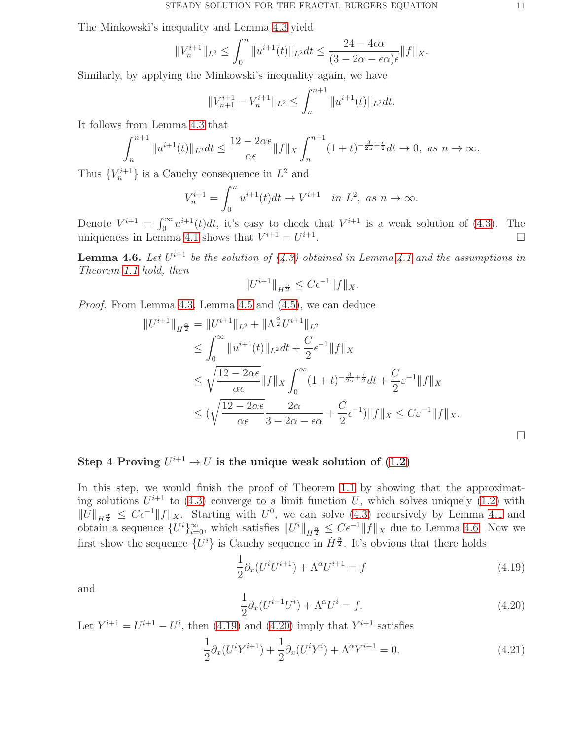The Minkowski's inequality and Lemma 4.3 yield

$$\|V_n^{i+1}\|_{L^2} \le \int_0^n \|u^{i+1}(t)\|_{L^2} dt \le \frac{24-4\epsilon\alpha}{(3-2\alpha-\epsilon\alpha)\epsilon}\|f\|_X.$$

Similarly, by applying the Minkowski's inequality again, we have

$$\|V_{n+1}^{i+1} - V_n^{i+1}\|_{L^2} \le \int_n^{n+1} \|u^{i+1}(t)\|_{L^2} dt.$$

It follows from Lemma 4.3 that

$$\int_n^{n+1} \|u^{i+1}(t)\|_{L^2} dt \le \frac{12-2\alpha\epsilon}{\alpha\epsilon}\|f\|_X \int_n^{n+1} (1+t)^{-\frac{3}{2\alpha}+\frac{\epsilon}{2}} dt \to 0, \ \textit{as } n \to \infty.$$

Thus $\{V_n^{i+1}\}$ is a Cauchy consequence in $L^2$ and

$$V_n^{i+1} = \int_0^n u^{i+1}(t)dt \to V^{i+1} \quad \textit{in } L^2, \ \textit{as } n \to \infty.$$

Denote $V^{i+1} = \int_0^\infty u^{i+1}(t)dt$, it's easy to check that $V^{i+1}$ is a weak solution of (4.3). The uniqueness in Lemma 4.1 shows that $V^{i+1} = U^{i+1}$. □

**Lemma 4.6.** *Let $U^{i+1}$ be the solution of (4.3) obtained in Lemma 4.1 and the assumptions in Theorem 1.1 hold, then*

$$\|U^{i+1}\|_{H^{\frac{\alpha}{2}}} \le C\epsilon^{-1}\|f\|_X.$$

*Proof.* From Lemma 4.3, Lemma 4.5 and (4.5), we can deduce

$$\begin{aligned}
\|U^{i+1}\|_{H^{\frac{\alpha}{2}}} &= \|U^{i+1}\|_{L^2} + \|\Lambda^{\frac{\alpha}{2}} U^{i+1}\|_{L^2} \\
&\le \int_0^\infty \|u^{i+1}(t)\|_{L^2} dt + \frac{C}{2}\epsilon^{-1}\|f\|_X \\
&\le \sqrt{\frac{12-2\alpha\epsilon}{\alpha\epsilon}}\|f\|_X \int_0^\infty (1+t)^{-\frac{3}{2\alpha}+\frac{\epsilon}{2}} dt + \frac{C}{2}\varepsilon^{-1}\|f\|_X \\
&\le \Big(\sqrt{\frac{12-2\alpha\epsilon}{\alpha\epsilon}}\frac{2\alpha}{3-2\alpha-\epsilon\alpha} + \frac{C}{2}\epsilon^{-1}\Big)\|f\|_X \le C\varepsilon^{-1}\|f\|_X.
\end{aligned}$$

□

**Step 4 Proving $U^{i+1} \to U$ is the unique weak solution of (1.2)**

In this step, we would finish the proof of Theorem 1.1 by showing that the approximating solutions $U^{i+1}$ to (4.3) converge to a limit function $U$, which solves uniquely (1.2) with $\|U\|_{H^{\frac{\alpha}{2}}} \le C\epsilon^{-1}\|f\|_X$. Starting with $U^0$, we can solve (4.3) recursively by Lemma 4.1 and obtain a sequence $\{U^i\}_{i=0}^\infty$, which satisfies $\|U^i\|_{H^{\frac{\alpha}{2}}} \le C\epsilon^{-1}\|f\|_X$ due to Lemma 4.6. Now we first show the sequence $\{U^i\}$ is Cauchy sequence in $\dot{H}^{\frac{\alpha}{2}}$. It's obvious that there holds

$$\frac{1}{2}\partial_x(U^i U^{i+1}) + \Lambda^\alpha U^{i+1} = f \tag{4.19}$$

and

$$\frac{1}{2}\partial_x(U^{i-1} U^i) + \Lambda^\alpha U^i = f. \tag{4.20}$$

Let $Y^{i+1} = U^{i+1} - U^i$, then (4.19) and (4.20) imply that $Y^{i+1}$ satisfies

$$\frac{1}{2}\partial_x(U^i Y^{i+1}) + \frac{1}{2}\partial_x(U^i Y^i) + \Lambda^\alpha Y^{i+1} = 0. \tag{4.21}$$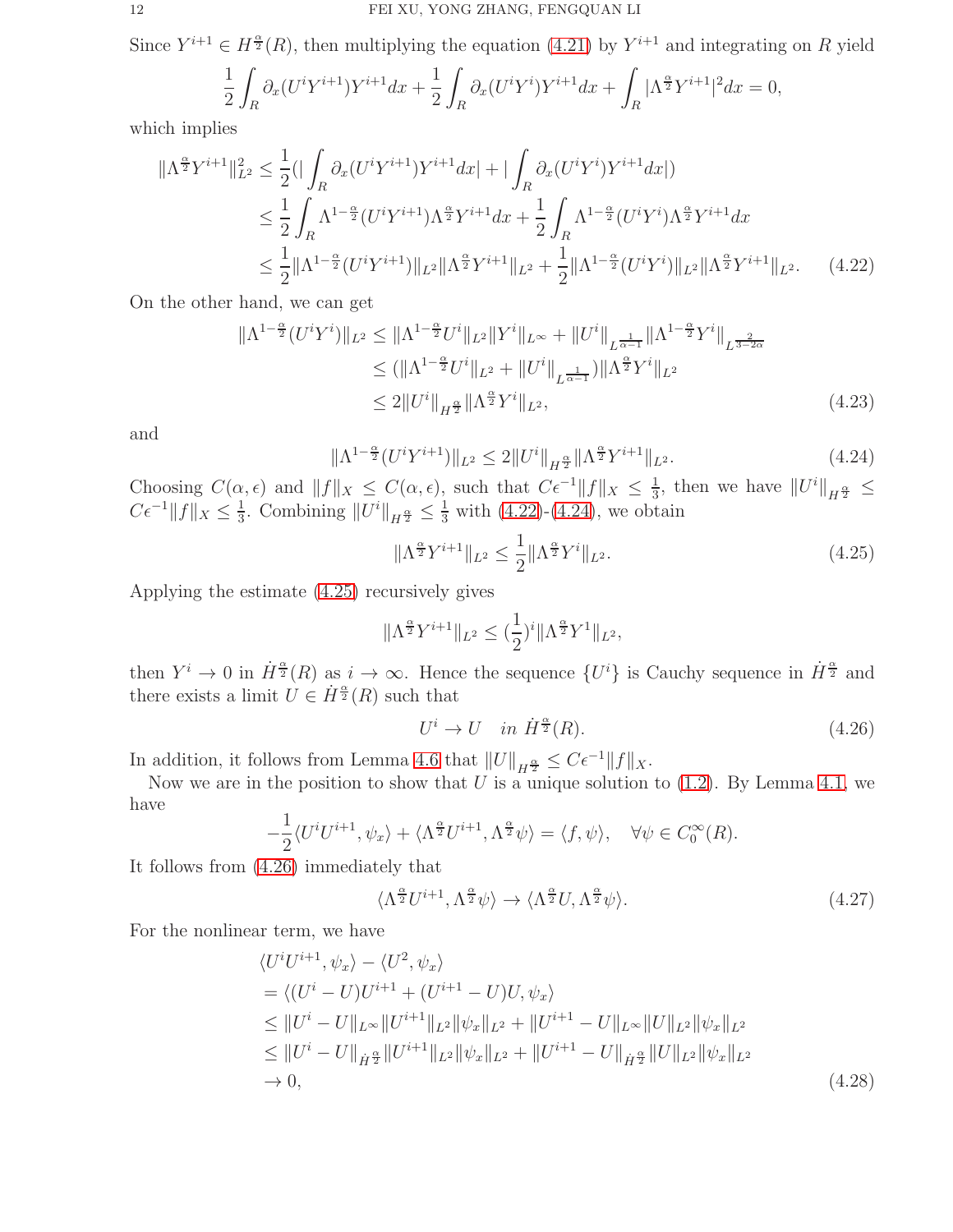Since $Y^{i+1} \in H^{\frac{\alpha}{2}}(R)$, then multiplying the equation (4.21) by $Y^{i+1}$ and integrating on $R$ yield

$$\frac{1}{2}\int_R \partial_x(U^i Y^{i+1})Y^{i+1}dx + \frac{1}{2}\int_R \partial_x(U^i Y^i)Y^{i+1}dx + \int_R |\Lambda^{\frac{\alpha}{2}}Y^{i+1}|^2 dx = 0,$$

which implies

$$\begin{aligned}
\|\Lambda^{\frac{\alpha}{2}}Y^{i+1}\|_{L^2}^2 &\le \frac{1}{2}\Big(\Big|\int_R \partial_x(U^i Y^{i+1})Y^{i+1}dx\Big| + \Big|\int_R \partial_x(U^i Y^i)Y^{i+1}dx\Big|\Big) \\
&\le \frac{1}{2}\int_R \Lambda^{1-\frac{\alpha}{2}}(U^i Y^{i+1})\Lambda^{\frac{\alpha}{2}}Y^{i+1}dx + \frac{1}{2}\int_R \Lambda^{1-\frac{\alpha}{2}}(U^i Y^i)\Lambda^{\frac{\alpha}{2}}Y^{i+1}dx \\
&\le \frac{1}{2}\|\Lambda^{1-\frac{\alpha}{2}}(U^i Y^{i+1})\|_{L^2}\|\Lambda^{\frac{\alpha}{2}}Y^{i+1}\|_{L^2} + \frac{1}{2}\|\Lambda^{1-\frac{\alpha}{2}}(U^i Y^i)\|_{L^2}\|\Lambda^{\frac{\alpha}{2}}Y^{i+1}\|_{L^2}. \qquad (4.22)
\end{aligned}$$

On the other hand, we can get

$$\begin{aligned}
\|\Lambda^{1-\frac{\alpha}{2}}(U^i Y^i)\|_{L^2} &\le \|\Lambda^{1-\frac{\alpha}{2}}U^i\|_{L^2}\|Y^i\|_{L^\infty} + \|U^i\|_{L^{\frac{1}{\alpha-1}}}\|\Lambda^{1-\frac{\alpha}{2}}Y^i\|_{L^{\frac{2}{3-2\alpha}}} \\
&\le (\|\Lambda^{1-\frac{\alpha}{2}}U^i\|_{L^2} + \|U^i\|_{L^{\frac{1}{\alpha-1}}})\|\Lambda^{\frac{\alpha}{2}}Y^i\|_{L^2} \\
&\le 2\|U^i\|_{H^{\frac{\alpha}{2}}}\|\Lambda^{\frac{\alpha}{2}}Y^i\|_{L^2}, \qquad (4.23)
\end{aligned}$$

and

$$\|\Lambda^{1-\frac{\alpha}{2}}(U^i Y^{i+1})\|_{L^2} \le 2\|U^i\|_{H^{\frac{\alpha}{2}}}\|\Lambda^{\frac{\alpha}{2}}Y^{i+1}\|_{L^2}. \qquad (4.24)$$

Choosing $C(\alpha,\epsilon)$ and $\|f\|_X \le C(\alpha,\epsilon)$, such that $C\epsilon^{-1}\|f\|_X \le \frac{1}{3}$, then we have $\|U^i\|_{H^{\frac{\alpha}{2}}} \le C\epsilon^{-1}\|f\|_X \le \frac{1}{3}$. Combining $\|U^i\|_{H^{\frac{\alpha}{2}}} \le \frac{1}{3}$ with (4.22)-(4.24), we obtain

$$\|\Lambda^{\frac{\alpha}{2}}Y^{i+1}\|_{L^2} \le \frac{1}{2}\|\Lambda^{\frac{\alpha}{2}}Y^i\|_{L^2}. \qquad (4.25)$$

Applying the estimate (4.25) recursively gives

$$\|\Lambda^{\frac{\alpha}{2}}Y^{i+1}\|_{L^2} \le (\frac{1}{2})^i\|\Lambda^{\frac{\alpha}{2}}Y^1\|_{L^2},$$

then $Y^i \to 0$ in $\dot{H}^{\frac{\alpha}{2}}(R)$ as $i \to \infty$. Hence the sequence $\{U^i\}$ is Cauchy sequence in $\dot{H}^{\frac{\alpha}{2}}$ and there exists a limit $U \in \dot{H}^{\frac{\alpha}{2}}(R)$ such that

$$U^i \to U \quad in\ \dot{H}^{\frac{\alpha}{2}}(R). \qquad (4.26)$$

In addition, it follows from Lemma 4.6 that $\|U\|_{H^{\frac{\alpha}{2}}} \le C\epsilon^{-1}\|f\|_X$.

Now we are in the position to show that $U$ is a unique solution to (1.2). By Lemma 4.1, we have

$$-\frac{1}{2}\langle U^i U^{i+1}, \psi_x\rangle + \langle \Lambda^{\frac{\alpha}{2}}U^{i+1}, \Lambda^{\frac{\alpha}{2}}\psi\rangle = \langle f, \psi\rangle, \quad \forall \psi \in C_0^\infty(R).$$

It follows from (4.26) immediately that

$$\langle \Lambda^{\frac{\alpha}{2}}U^{i+1}, \Lambda^{\frac{\alpha}{2}}\psi\rangle \to \langle \Lambda^{\frac{\alpha}{2}}U, \Lambda^{\frac{\alpha}{2}}\psi\rangle. \qquad (4.27)$$

For the nonlinear term, we have

$$\begin{aligned}
&\langle U^i U^{i+1}, \psi_x\rangle - \langle U^2, \psi_x\rangle \\
&= \langle (U^i - U)U^{i+1} + (U^{i+1} - U)U, \psi_x\rangle \\
&\le \|U^i - U\|_{L^\infty}\|U^{i+1}\|_{L^2}\|\psi_x\|_{L^2} + \|U^{i+1} - U\|_{L^\infty}\|U\|_{L^2}\|\psi_x\|_{L^2} \\
&\le \|U^i - U\|_{\dot{H}^{\frac{\alpha}{2}}}\|U^{i+1}\|_{L^2}\|\psi_x\|_{L^2} + \|U^{i+1} - U\|_{\dot{H}^{\frac{\alpha}{2}}}\|U\|_{L^2}\|\psi_x\|_{L^2} \\
&\to 0, \qquad (4.28)
\end{aligned}$$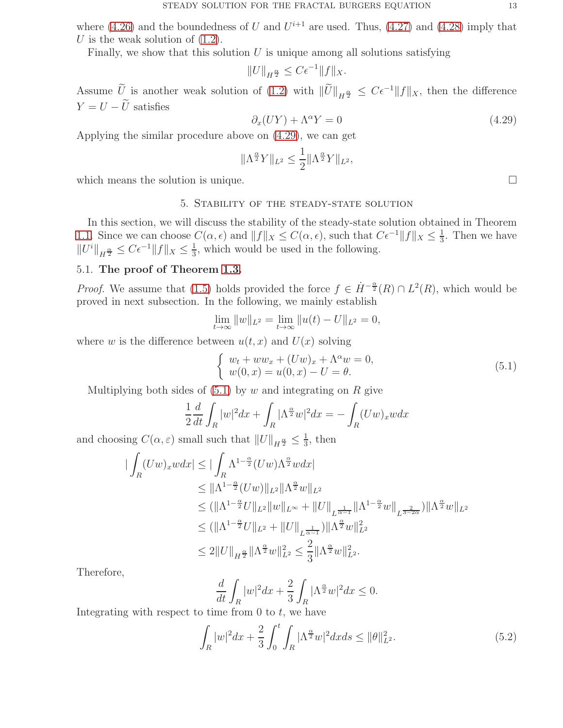where (4.26) and the boundedness of $U$ and $U^{i+1}$ are used. Thus, (4.27) and (4.28) imply that $U$ is the weak solution of (1.2).

Finally, we show that this solution $U$ is unique among all solutions satisfying

$$\|U\|_{H^{\frac{\alpha}{2}}} \leq C\epsilon^{-1}\|f\|_X.$$

Assume $\widetilde{U}$ is another weak solution of (1.2) with $\|\widetilde{U}\|_{H^{\frac{\alpha}{2}}} \leq C\epsilon^{-1}\|f\|_X$, then the difference $Y = U - \widetilde{U}$ satisfies

$$\partial_x(UY) + \Lambda^\alpha Y = 0 \tag{4.29}$$

Applying the similar procedure above on (4.29), we can get

$$\|\Lambda^{\frac{\alpha}{2}}Y\|_{L^2} \leq \frac{1}{2}\|\Lambda^{\frac{\alpha}{2}}Y\|_{L^2},$$

which means the solution is unique. $\square$

## 5. Stability of the steady-state solution

In this section, we will discuss the stability of the steady-state solution obtained in Theorem 1.1. Since we can choose $C(\alpha,\epsilon)$ and $\|f\|_X \leq C(\alpha,\epsilon)$, such that $C\epsilon^{-1}\|f\|_X \leq \frac{1}{3}$. Then we have $\|U^i\|_{H^{\frac{\alpha}{2}}} \leq C\epsilon^{-1}\|f\|_X \leq \frac{1}{3}$, which would be used in the following.

### 5.1. **The proof of Theorem 1.3.**

*Proof.* We assume that (1.5) holds provided the force $f \in \dot{H}^{-\frac{\alpha}{2}}(R) \cap L^2(R)$, which would be proved in next subsection. In the following, we mainly establish

$$\lim_{t\to\infty}\|w\|_{L^2} = \lim_{t\to\infty}\|u(t) - U\|_{L^2} = 0,$$

where $w$ is the difference between $u(t,x)$ and $U(x)$ solving

$$\begin{cases} w_t + ww_x + (Uw)_x + \Lambda^\alpha w = 0, \\ w(0,x) = u(0,x) - U = \theta. \end{cases} \tag{5.1}$$

Multiplying both sides of (5.1) by $w$ and integrating on $R$ give

$$\frac{1}{2}\frac{d}{dt}\int_R |w|^2 dx + \int_R |\Lambda^{\frac{\alpha}{2}}w|^2 dx = -\int_R (Uw)_x w dx$$

and choosing $C(\alpha,\varepsilon)$ small such that $\|U\|_{H^{\frac{\alpha}{2}}} \leq \frac{1}{3}$, then

$$\begin{aligned}
|\int_R (Uw)_x w dx| &\leq |\int_R \Lambda^{1-\frac{\alpha}{2}}(Uw)\Lambda^{\frac{\alpha}{2}} w dx| \\
&\leq \|\Lambda^{1-\frac{\alpha}{2}}(Uw)\|_{L^2}\|\Lambda^{\frac{\alpha}{2}}w\|_{L^2} \\
&\leq (\|\Lambda^{1-\frac{\alpha}{2}}U\|_{L^2}\|w\|_{L^\infty} + \|U\|_{L^{\frac{1}{\alpha-1}}}\|\Lambda^{1-\frac{\alpha}{2}}w\|_{L^{\frac{2}{3-2\alpha}}})\|\Lambda^{\frac{\alpha}{2}}w\|_{L^2} \\
&\leq (\|\Lambda^{1-\frac{\alpha}{2}}U\|_{L^2} + \|U\|_{L^{\frac{1}{\alpha-1}}})\|\Lambda^{\frac{\alpha}{2}}w\|_{L^2}^2 \\
&\leq 2\|U\|_{H^{\frac{\alpha}{2}}}\|\Lambda^{\frac{\alpha}{2}}w\|_{L^2}^2 \leq \frac{2}{3}\|\Lambda^{\frac{\alpha}{2}}w\|_{L^2}^2.
\end{aligned}$$

Therefore,

$$\frac{d}{dt}\int_R |w|^2 dx + \frac{2}{3}\int_R |\Lambda^{\frac{\alpha}{2}}w|^2 dx \leq 0.$$

Integrating with respect to time from $0$ to $t$, we have

$$\int_R |w|^2 dx + \frac{2}{3}\int_0^t\int_R |\Lambda^{\frac{\alpha}{2}}w|^2 dx ds \leq \|\theta\|_{L^2}^2. \tag{5.2}$$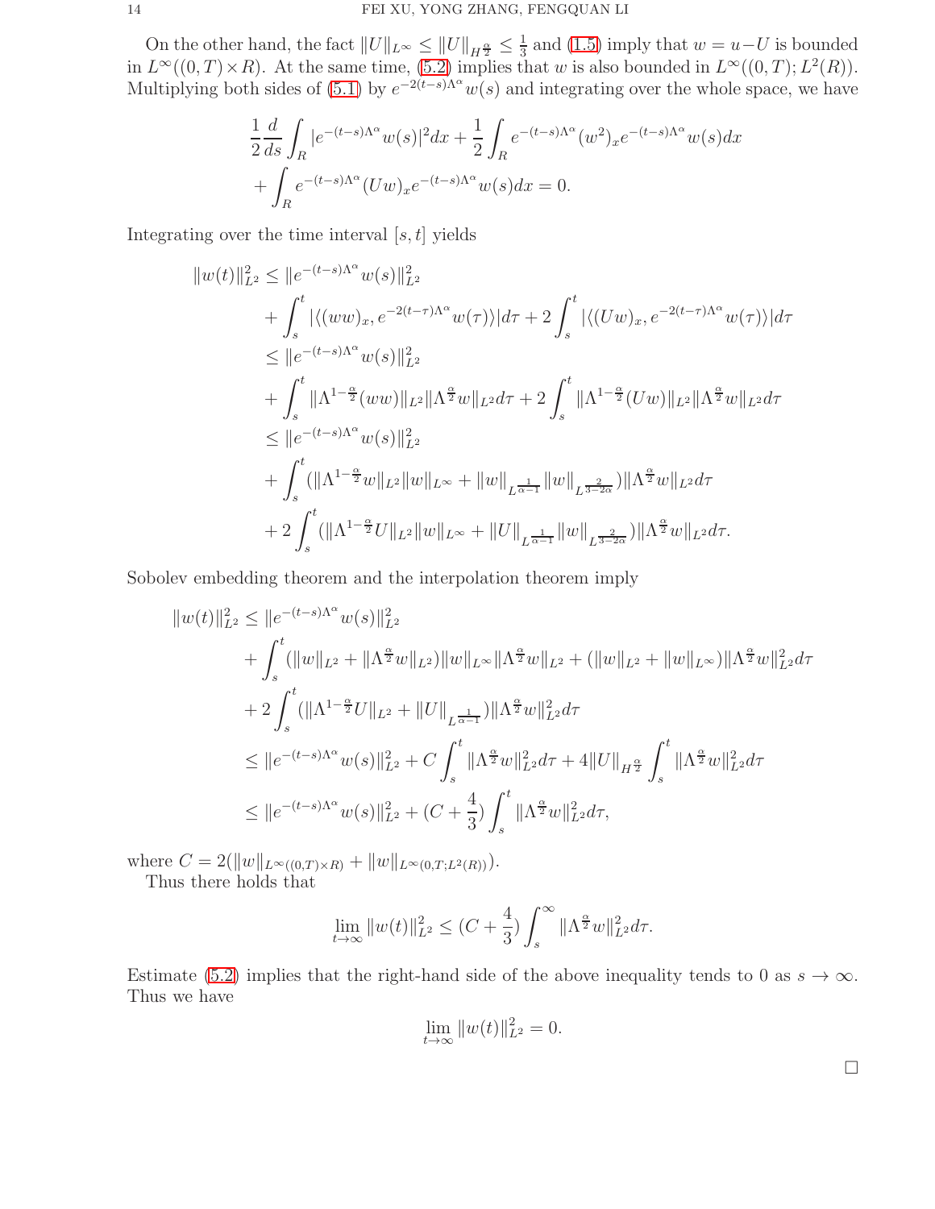On the other hand, the fact $\|U\|_{L^\infty} \leq \|U\|_{H^{\frac{\alpha}{2}}} \leq \frac{1}{3}$ and (1.5) imply that $w = u - U$ is bounded in $L^\infty((0,T)\times R)$. At the same time, (5.2) implies that $w$ is also bounded in $L^\infty((0,T);L^2(R))$. Multiplying both sides of (5.1) by $e^{-2(t-s)\Lambda^\alpha}w(s)$ and integrating over the whole space, we have

$$
\begin{aligned}
&\frac{1}{2}\frac{d}{ds}\int_R |e^{-(t-s)\Lambda^\alpha}w(s)|^2dx + \frac{1}{2}\int_R e^{-(t-s)\Lambda^\alpha}(w^2)_x e^{-(t-s)\Lambda^\alpha}w(s)dx \\
&+ \int_R e^{-(t-s)\Lambda^\alpha}(Uw)_x e^{-(t-s)\Lambda^\alpha}w(s)dx = 0.
\end{aligned}
$$

Integrating over the time interval $[s,t]$ yields

$$
\begin{aligned}
\|w(t)\|_{L^2}^2 \leq\ & \|e^{-(t-s)\Lambda^\alpha}w(s)\|_{L^2}^2 \\
&+ \int_s^t |\langle (ww)_x, e^{-2(t-\tau)\Lambda^\alpha}w(\tau)\rangle| d\tau + 2\int_s^t |\langle (Uw)_x, e^{-2(t-\tau)\Lambda^\alpha}w(\tau)\rangle| d\tau \\
\leq\ & \|e^{-(t-s)\Lambda^\alpha}w(s)\|_{L^2}^2 \\
&+ \int_s^t \|\Lambda^{1-\frac{\alpha}{2}}(ww)\|_{L^2}\|\Lambda^{\frac{\alpha}{2}}w\|_{L^2}d\tau + 2\int_s^t \|\Lambda^{1-\frac{\alpha}{2}}(Uw)\|_{L^2}\|\Lambda^{\frac{\alpha}{2}}w\|_{L^2}d\tau \\
\leq\ & \|e^{-(t-s)\Lambda^\alpha}w(s)\|_{L^2}^2 \\
&+ \int_s^t (\|\Lambda^{1-\frac{\alpha}{2}}w\|_{L^2}\|w\|_{L^\infty} + \|w\|_{L^{\frac{1}{\alpha-1}}}\|w\|_{L^{\frac{2}{3-2\alpha}}})\|\Lambda^{\frac{\alpha}{2}}w\|_{L^2}d\tau \\
&+ 2\int_s^t (\|\Lambda^{1-\frac{\alpha}{2}}U\|_{L^2}\|w\|_{L^\infty} + \|U\|_{L^{\frac{1}{\alpha-1}}}\|w\|_{L^{\frac{2}{3-2\alpha}}})\|\Lambda^{\frac{\alpha}{2}}w\|_{L^2}d\tau.
\end{aligned}
$$

Sobolev embedding theorem and the interpolation theorem imply

$$
\begin{aligned}
\|w(t)\|_{L^2}^2 \leq\ & \|e^{-(t-s)\Lambda^\alpha}w(s)\|_{L^2}^2 \\
&+ \int_s^t (\|w\|_{L^2} + \|\Lambda^{\frac{\alpha}{2}}w\|_{L^2})\|w\|_{L^\infty}\|\Lambda^{\frac{\alpha}{2}}w\|_{L^2} + (\|w\|_{L^2} + \|w\|_{L^\infty})\|\Lambda^{\frac{\alpha}{2}}w\|_{L^2}^2 d\tau \\
&+ 2\int_s^t (\|\Lambda^{1-\frac{\alpha}{2}}U\|_{L^2} + \|U\|_{L^{\frac{1}{\alpha-1}}})\|\Lambda^{\frac{\alpha}{2}}w\|_{L^2}^2 d\tau \\
\leq\ & \|e^{-(t-s)\Lambda^\alpha}w(s)\|_{L^2}^2 + C\int_s^t \|\Lambda^{\frac{\alpha}{2}}w\|_{L^2}^2 d\tau + 4\|U\|_{H^{\frac{\alpha}{2}}}\int_s^t \|\Lambda^{\frac{\alpha}{2}}w\|_{L^2}^2 d\tau \\
\leq\ & \|e^{-(t-s)\Lambda^\alpha}w(s)\|_{L^2}^2 + (C + \frac{4}{3})\int_s^t \|\Lambda^{\frac{\alpha}{2}}w\|_{L^2}^2 d\tau,
\end{aligned}
$$

where $C = 2(\|w\|_{L^\infty((0,T)\times R)} + \|w\|_{L^\infty(0,T;L^2(R))})$.

Thus there holds that

$$
\lim_{t\to\infty}\|w(t)\|_{L^2}^2 \leq (C + \frac{4}{3})\int_s^\infty \|\Lambda^{\frac{\alpha}{2}}w\|_{L^2}^2 d\tau.
$$

Estimate (5.2) implies that the right-hand side of the above inequality tends to 0 as $s \to \infty$. Thus we have

$$
\lim_{t\to\infty}\|w(t)\|_{L^2}^2 = 0.
$$

$\square$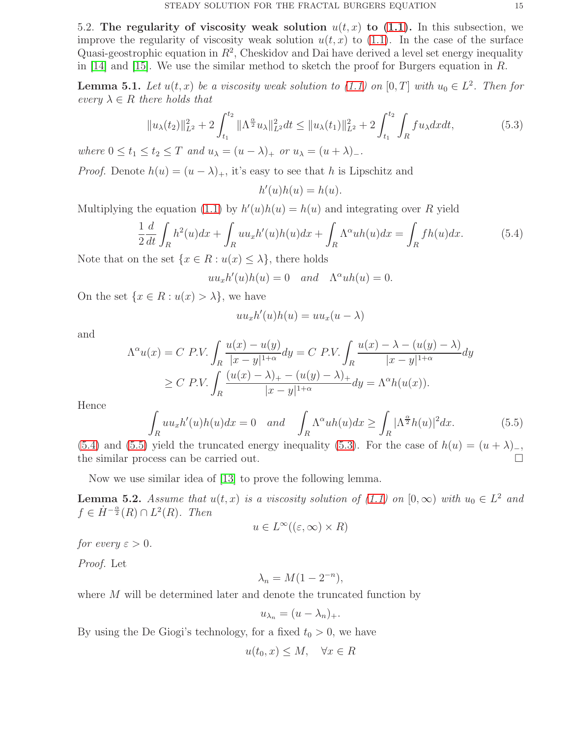5.2. **The regularity of viscosity weak solution $u(t,x)$ to (1.1).** In this subsection, we improve the regularity of viscosity weak solution $u(t,x)$ to (1.1). In the case of the surface Quasi-geostrophic equation in $R^2$, Cheskidov and Dai have derived a level set energy inequality in [14] and [15]. We use the similar method to sketch the proof for Burgers equation in $R$.

**Lemma 5.1.** *Let $u(t,x)$ be a viscosity weak solution to (1.1) on $[0,T]$ with $u_0 \in L^2$. Then for every $\lambda \in R$ there holds that*

$$\|u_\lambda(t_2)\|_{L^2}^2 + 2\int_{t_1}^{t_2} \|\Lambda^{\frac{\alpha}{2}} u_\lambda\|_{L^2}^2 dt \le \|u_\lambda(t_1)\|_{L^2}^2 + 2\int_{t_1}^{t_2}\int_R f u_\lambda dx dt, \tag{5.3}$$

*where $0 \le t_1 \le t_2 \le T$ and $u_\lambda = (u-\lambda)_+$ or $u_\lambda = (u+\lambda)_-$.*

*Proof.* Denote $h(u) = (u-\lambda)_+$, it's easy to see that $h$ is Lipschitz and

$$h'(u)h(u) = h(u).$$

Multiplying the equation (1.1) by $h'(u)h(u) = h(u)$ and integrating over $R$ yield

$$\frac{1}{2}\frac{d}{dt}\int_R h^2(u)dx + \int_R u u_x h'(u)h(u)dx + \int_R \Lambda^\alpha u h(u)dx = \int_R f h(u)dx. \tag{5.4}$$

Note that on the set $\{x \in R : u(x) \le \lambda\}$, there holds

$$u u_x h'(u)h(u) = 0 \quad and \quad \Lambda^\alpha u h(u) = 0.$$

On the set $\{x \in R : u(x) > \lambda\}$, we have

$$u u_x h'(u)h(u) = u u_x (u-\lambda)$$

and

$$\begin{aligned}\Lambda^\alpha u(x) &= C \ P.V. \int_R \frac{u(x)-u(y)}{|x-y|^{1+\alpha}}dy = C \ P.V. \int_R \frac{u(x)-\lambda-(u(y)-\lambda)}{|x-y|^{1+\alpha}}dy \\ &\ge C \ P.V. \int_R \frac{(u(x)-\lambda)_+ - (u(y)-\lambda)_+}{|x-y|^{1+\alpha}}dy = \Lambda^\alpha h(u(x)).\end{aligned}$$

Hence

$$\int_R u u_x h'(u)h(u)dx = 0 \quad and \quad \int_R \Lambda^\alpha u h(u)dx \ge \int_R |\Lambda^{\frac{\alpha}{2}} h(u)|^2 dx. \tag{5.5}$$

(5.4) and (5.5) yield the truncated energy inequality (5.3). For the case of $h(u) = (u+\lambda)_-$, the similar process can be carried out. $\square$

Now we use similar idea of [13] to prove the following lemma.

**Lemma 5.2.** *Assume that $u(t,x)$ is a viscosity solution of (1.1) on $[0,\infty)$ with $u_0 \in L^2$ and $f \in \dot{H}^{-\frac{\alpha}{2}}(R) \cap L^2(R)$. Then*

$$u \in L^\infty((\varepsilon,\infty) \times R)$$

*for every $\varepsilon > 0$.*

*Proof.* Let

$$\lambda_n = M(1-2^{-n}),$$

where $M$ will be determined later and denote the truncated function by

$$u_{\lambda_n} = (u-\lambda_n)_+.$$

By using the De Giogi's technology, for a fixed $t_0 > 0$, we have

$$u(t_0,x) \le M, \quad \forall x \in R$$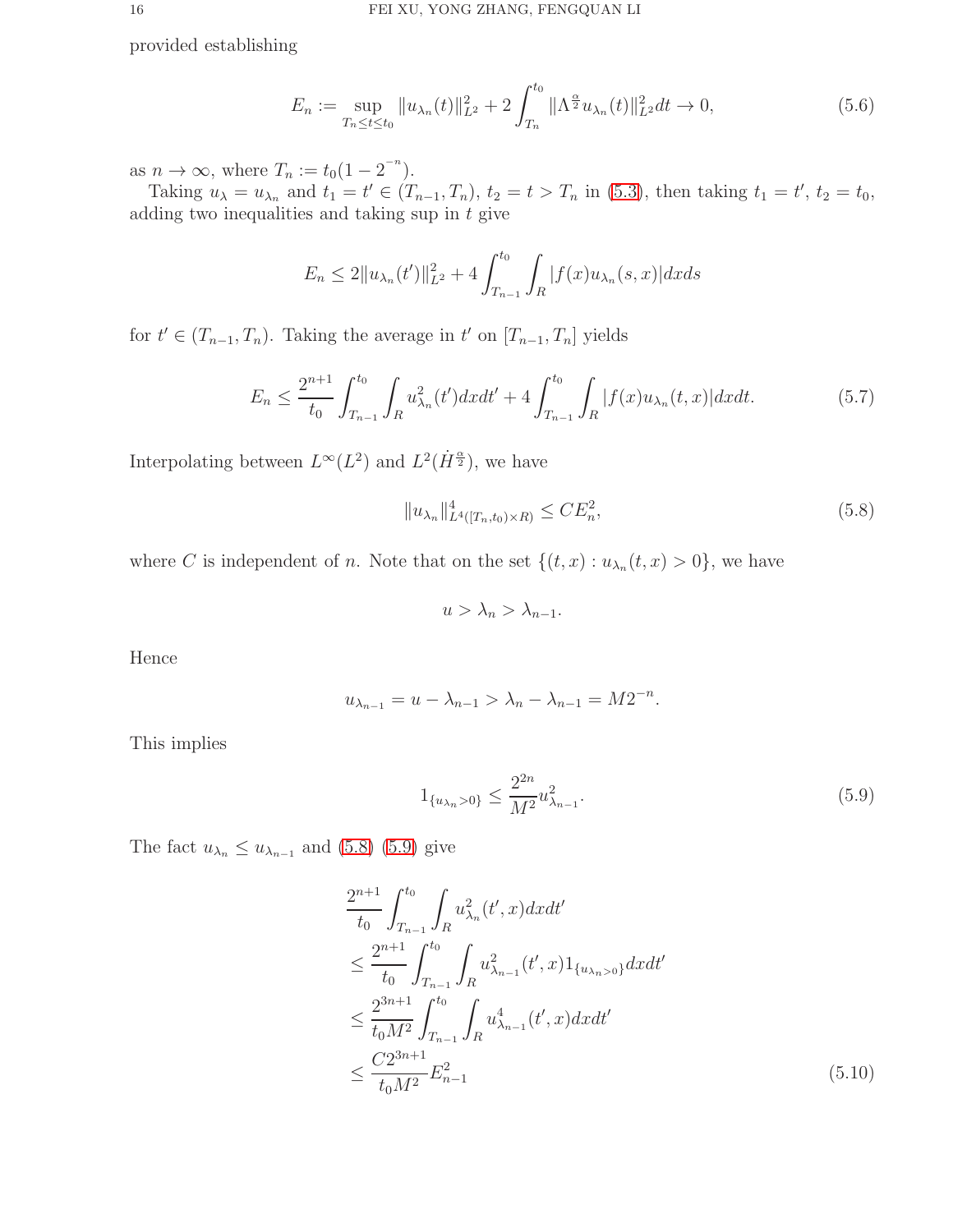provided establishing

$$
E_n := \sup_{T_n \le t \le t_0} \|u_{\lambda_n}(t)\|_{L^2}^2 + 2\int_{T_n}^{t_0} \|\Lambda^{\frac{\alpha}{2}} u_{\lambda_n}(t)\|_{L^2}^2 dt \to 0, \tag{5.6}
$$

as $n \to \infty$, where $T_n := t_0(1 - 2^{-n})$.

Taking $u_\lambda = u_{\lambda_n}$ and $t_1 = t' \in (T_{n-1}, T_n)$, $t_2 = t > T_n$ in (5.3), then taking $t_1 = t'$, $t_2 = t_0$, adding two inequalities and taking sup in $t$ give

$$
E_n \le 2\|u_{\lambda_n}(t')\|_{L^2}^2 + 4\int_{T_{n-1}}^{t_0} \int_R |f(x) u_{\lambda_n}(s,x)| dx ds
$$

for $t' \in (T_{n-1}, T_n)$. Taking the average in $t'$ on $[T_{n-1}, T_n]$ yields

$$
E_n \le \frac{2^{n+1}}{t_0} \int_{T_{n-1}}^{t_0} \int_R u_{\lambda_n}^2(t') dx dt' + 4\int_{T_{n-1}}^{t_0} \int_R |f(x) u_{\lambda_n}(t,x)| dx dt. \tag{5.7}
$$

Interpolating between $L^\infty(L^2)$ and $L^2(\dot{H}^{\frac{\alpha}{2}})$, we have

$$
\|u_{\lambda_n}\|_{L^4([T_n,t_0)\times R)}^4 \le C E_n^2, \tag{5.8}
$$

where $C$ is independent of $n$. Note that on the set $\{(t,x) : u_{\lambda_n}(t,x) > 0\}$, we have

$$
u > \lambda_n > \lambda_{n-1}.
$$

Hence

$$
u_{\lambda_{n-1}} = u - \lambda_{n-1} > \lambda_n - \lambda_{n-1} = M 2^{-n}.
$$

This implies

$$
1_{\{u_{\lambda_n} > 0\}} \le \frac{2^{2n}}{M^2} u_{\lambda_{n-1}}^2. \tag{5.9}
$$

The fact $u_{\lambda_n} \le u_{\lambda_{n-1}}$ and (5.8) (5.9) give

$$
\begin{aligned}
&\frac{2^{n+1}}{t_0} \int_{T_{n-1}}^{t_0} \int_R u_{\lambda_n}^2(t',x) dx dt' \\
&\le \frac{2^{n+1}}{t_0} \int_{T_{n-1}}^{t_0} \int_R u_{\lambda_{n-1}}^2(t',x) 1_{\{u_{\lambda_n} > 0\}} dx dt' \\
&\le \frac{2^{3n+1}}{t_0 M^2} \int_{T_{n-1}}^{t_0} \int_R u_{\lambda_{n-1}}^4(t',x) dx dt' \\
&\le \frac{C 2^{3n+1}}{t_0 M^2} E_{n-1}^2
\end{aligned} \tag{5.10}
$$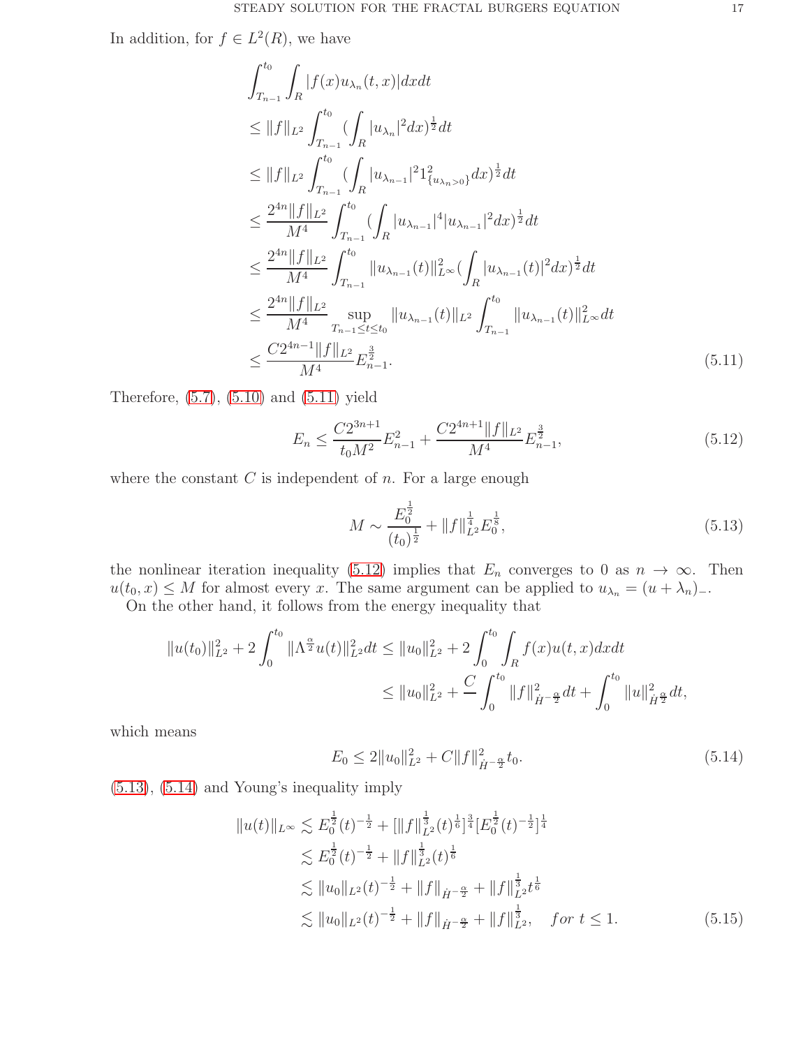In addition, for $f \in L^2(R)$, we have

$$
\begin{aligned}
&\int_{T_{n-1}}^{t_0}\int_R |f(x)u_{\lambda_n}(t,x)|dxdt \\
&\leq \|f\|_{L^2}\int_{T_{n-1}}^{t_0}(\int_R |u_{\lambda_n}|^2dx)^{\frac{1}{2}}dt \\
&\leq \|f\|_{L^2}\int_{T_{n-1}}^{t_0}(\int_R |u_{\lambda_{n-1}}|^2 1^2_{\{u_{\lambda_n}>0\}}dx)^{\frac{1}{2}}dt \\
&\leq \frac{2^{4n}\|f\|_{L^2}}{M^4}\int_{T_{n-1}}^{t_0}(\int_R |u_{\lambda_{n-1}}|^4|u_{\lambda_{n-1}}|^2dx)^{\frac{1}{2}}dt \\
&\leq \frac{2^{4n}\|f\|_{L^2}}{M^4}\int_{T_{n-1}}^{t_0}\|u_{\lambda_{n-1}}(t)\|^2_{L^\infty}(\int_R |u_{\lambda_{n-1}}(t)|^2dx)^{\frac{1}{2}}dt \\
&\leq \frac{2^{4n}\|f\|_{L^2}}{M^4}\sup_{T_{n-1}\leq t\leq t_0}\|u_{\lambda_{n-1}}(t)\|_{L^2}\int_{T_{n-1}}^{t_0}\|u_{\lambda_{n-1}}(t)\|^2_{L^\infty}dt \\
&\leq \frac{C2^{4n-1}\|f\|_{L^2}}{M^4}E_{n-1}^{\frac{3}{2}}. \qquad (5.11)
\end{aligned}
$$

Therefore, (5.7), (5.10) and (5.11) yield

$$
E_n \leq \frac{C2^{3n+1}}{t_0M^2}E_{n-1}^2 + \frac{C2^{4n+1}\|f\|_{L^2}}{M^4}E_{n-1}^{\frac{3}{2}}, \qquad (5.12)
$$

where the constant $C$ is independent of $n$. For a large enough

$$
M \sim \frac{E_0^{\frac{1}{2}}}{(t_0)^{\frac{1}{2}}} + \|f\|_{L^2}^{\frac{1}{4}}E_0^{\frac{1}{8}}, \qquad (5.13)
$$

the nonlinear iteration inequality (5.12) implies that $E_n$ converges to 0 as $n \to \infty$. Then $u(t_0, x) \leq M$ for almost every $x$. The same argument can be applied to $u_{\lambda_n} = (u + \lambda_n)_-$.

On the other hand, it follows from the energy inequality that

$$
\begin{aligned}
\|u(t_0)\|_{L^2}^2 + 2\int_0^{t_0}\|\Lambda^{\frac{\alpha}{2}}u(t)\|^2_{L^2}dt &\leq \|u_0\|^2_{L^2} + 2\int_0^{t_0}\int_R f(x)u(t,x)dxdt \\
&\leq \|u_0\|^2_{L^2} + \frac{C}{}\int_0^{t_0}\|f\|^2_{\dot{H}^{-\frac{\alpha}{2}}}dt + \int_0^{t_0}\|u\|^2_{\dot{H}^{\frac{\alpha}{2}}}dt,
\end{aligned}
$$

which means

$$
E_0 \leq 2\|u_0\|^2_{L^2} + C\|f\|^2_{\dot{H}^{-\frac{\alpha}{2}}}t_0. \qquad (5.14)
$$

(5.13), (5.14) and Young's inequality imply

$$
\begin{aligned}
\|u(t)\|_{L^\infty} &\lesssim E_0^{\frac{1}{2}}(t)^{-\frac{1}{2}} + [\|f\|_{L^2}^{\frac{1}{3}}(t)^{\frac{1}{6}}]^{\frac{3}{4}}[E_0^{\frac{1}{2}}(t)^{-\frac{1}{2}}]^{\frac{1}{4}} \\
&\lesssim E_0^{\frac{1}{2}}(t)^{-\frac{1}{2}} + \|f\|_{L^2}^{\frac{1}{3}}(t)^{\frac{1}{6}} \\
&\lesssim \|u_0\|_{L^2}(t)^{-\frac{1}{2}} + \|f\|_{\dot{H}^{-\frac{\alpha}{2}}} + \|f\|_{L^2}^{\frac{1}{3}}t^{\frac{1}{6}} \\
&\lesssim \|u_0\|_{L^2}(t)^{-\frac{1}{2}} + \|f\|_{\dot{H}^{-\frac{\alpha}{2}}} + \|f\|_{L^2}^{\frac{1}{3}}, \quad for\ t \leq 1. \qquad (5.15)
\end{aligned}
$$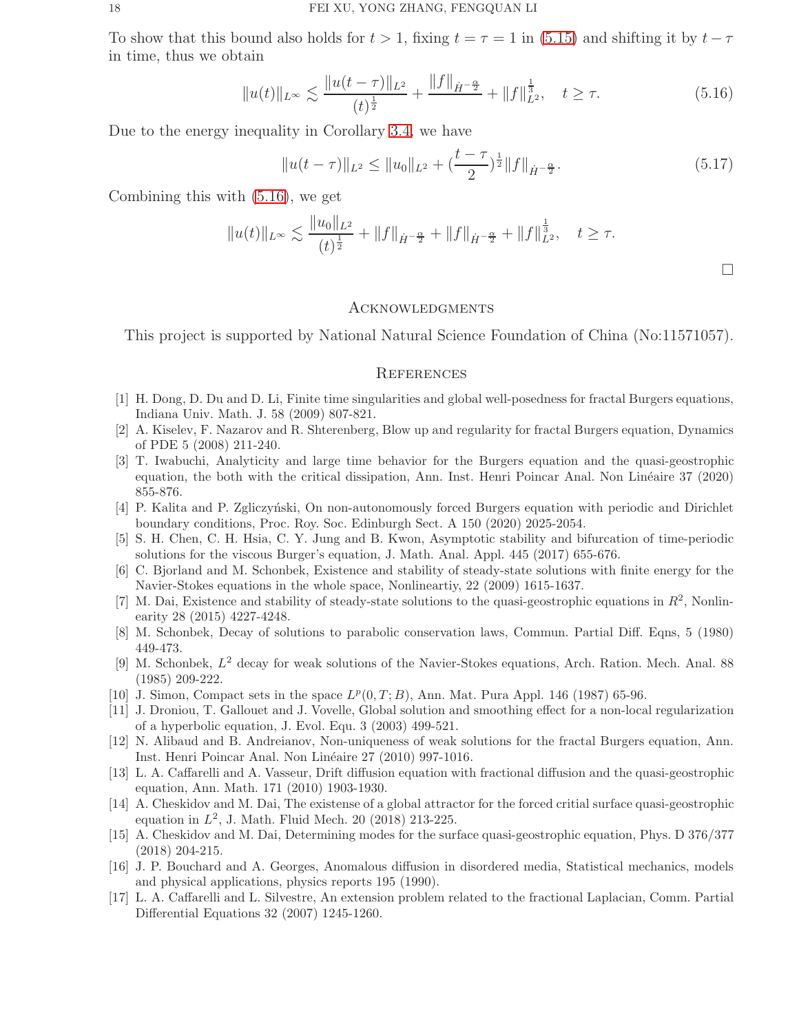To show that this bound also holds for $t > 1$, fixing $t = \tau = 1$ in (5.15) and shifting it by $t - \tau$ in time, thus we obtain

$$\|u(t)\|_{L^\infty} \lesssim \frac{\|u(t-\tau)\|_{L^2}}{(t)^{\frac{1}{2}}} + \frac{\|f\|_{\dot{H}^{-\frac{\alpha}{2}}}}{} + \|f\|_{L^2}^{\frac{1}{3}}, \quad t \geq \tau. \tag{5.16}$$

Due to the energy inequality in Corollary 3.4, we have

$$\|u(t-\tau)\|_{L^2} \leq \|u_0\|_{L^2} + (\frac{t-\tau}{2})^{\frac{1}{2}} \|f\|_{\dot{H}^{-\frac{\alpha}{2}}}. \tag{5.17}$$

Combining this with (5.16), we get

$$\|u(t)\|_{L^\infty} \lesssim \frac{\|u_0\|_{L^2}}{(t)^{\frac{1}{2}}} + \|f\|_{\dot{H}^{-\frac{\alpha}{2}}} + \|f\|_{\dot{H}^{-\frac{\alpha}{2}}} + \|f\|_{L^2}^{\frac{1}{3}}, \quad t \geq \tau.$$

□

## Acknowledgments

This project is supported by National Natural Science Foundation of China (No:11571057).

## References

[1] H. Dong, D. Du and D. Li, Finite time singularities and global well-posedness for fractal Burgers equations, Indiana Univ. Math. J. 58 (2009) 807-821.

[2] A. Kiselev, F. Nazarov and R. Shterenberg, Blow up and regularity for fractal Burgers equation, Dynamics of PDE 5 (2008) 211-240.

[3] T. Iwabuchi, Analyticity and large time behavior for the Burgers equation and the quasi-geostrophic equation, the both with the critical dissipation, Ann. Inst. Henri Poincar Anal. Non Linéaire 37 (2020) 855-876.

[4] P. Kalita and P. Zgliczyński, On non-autonomously forced Burgers equation with periodic and Dirichlet boundary conditions, Proc. Roy. Soc. Edinburgh Sect. A 150 (2020) 2025-2054.

[5] S. H. Chen, C. H. Hsia, C. Y. Jung and B. Kwon, Asymptotic stability and bifurcation of time-periodic solutions for the viscous Burger's equation, J. Math. Anal. Appl. 445 (2017) 655-676.

[6] C. Bjorland and M. Schonbek, Existence and stability of steady-state solutions with finite energy for the Navier-Stokes equations in the whole space, Nonlineartiy, 22 (2009) 1615-1637.

[7] M. Dai, Existence and stability of steady-state solutions to the quasi-geostrophic equations in $R^2$, Nonlinearity 28 (2015) 4227-4248.

[8] M. Schonbek, Decay of solutions to parabolic conservation laws, Commun. Partial Diff. Eqns, 5 (1980) 449-473.

[9] M. Schonbek, $L^2$ decay for weak solutions of the Navier-Stokes equations, Arch. Ration. Mech. Anal. 88 (1985) 209-222.

[10] J. Simon, Compact sets in the space $L^p(0,T;B)$, Ann. Mat. Pura Appl. 146 (1987) 65-96.

[11] J. Droniou, T. Gallouet and J. Vovelle, Global solution and smoothing effect for a non-local regularization of a hyperbolic equation, J. Evol. Equ. 3 (2003) 499-521.

[12] N. Alibaud and B. Andreianov, Non-uniqueness of weak solutions for the fractal Burgers equation, Ann. Inst. Henri Poincar Anal. Non Linéaire 27 (2010) 997-1016.

[13] L. A. Caffarelli and A. Vasseur, Drift diffusion equation with fractional diffusion and the quasi-geostrophic equation, Ann. Math. 171 (2010) 1903-1930.

[14] A. Cheskidov and M. Dai, The existense of a global attractor for the forced critial surface quasi-geostrophic equation in $L^2$, J. Math. Fluid Mech. 20 (2018) 213-225.

[15] A. Cheskidov and M. Dai, Determining modes for the surface quasi-geostrophic equation, Phys. D 376/377 (2018) 204-215.

[16] J. P. Bouchard and A. Georges, Anomalous diffusion in disordered media, Statistical mechanics, models and physical applications, physics reports 195 (1990).

[17] L. A. Caffarelli and L. Silvestre, An extension problem related to the fractional Laplacian, Comm. Partial Differential Equations 32 (2007) 1245-1260.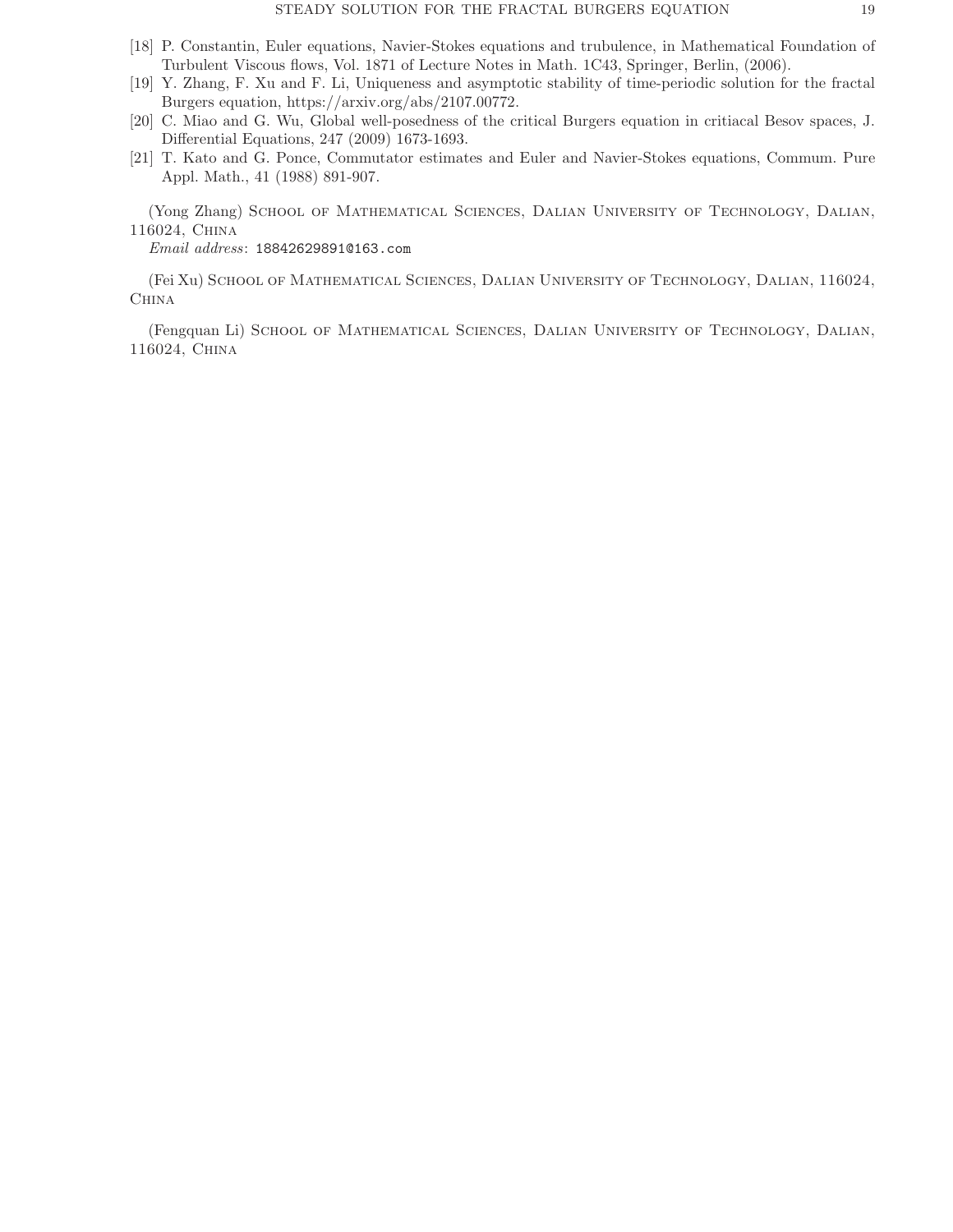[18] P. Constantin, Euler equations, Navier-Stokes equations and trubulence, in Mathematical Foundation of Turbulent Viscous flows, Vol. 1871 of Lecture Notes in Math. 1C43, Springer, Berlin, (2006).

[19] Y. Zhang, F. Xu and F. Li, Uniqueness and asymptotic stability of time-periodic solution for the fractal Burgers equation, https://arxiv.org/abs/2107.00772.

[20] C. Miao and G. Wu, Global well-posedness of the critical Burgers equation in critiacal Besov spaces, J. Differential Equations, 247 (2009) 1673-1693.

[21] T. Kato and G. Ponce, Commutator estimates and Euler and Navier-Stokes equations, Commum. Pure Appl. Math., 41 (1988) 891-907.

(Yong Zhang) School of Mathematical Sciences, Dalian University of Technology, Dalian, 116024, China

*Email address*: 18842629891@163.com

(Fei Xu) School of Mathematical Sciences, Dalian University of Technology, Dalian, 116024, China

(Fengquan Li) School of Mathematical Sciences, Dalian University of Technology, Dalian, 116024, China